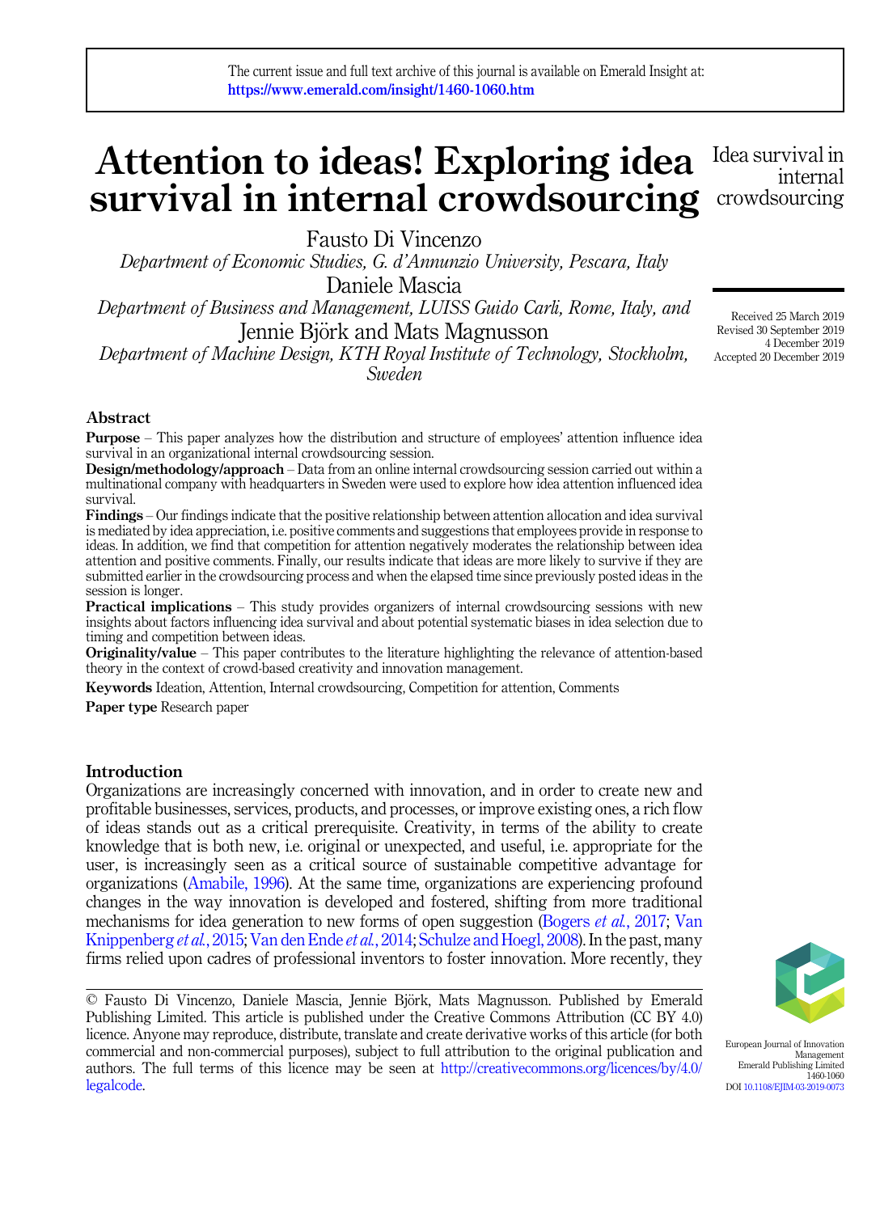The current issue and full text archive of this journal is available on Emerald Insight at: https://www.emerald.com/insight/1460-1060.htm

# Attention to ideas! Exploring idea survival in internal crowdsourcing

Fausto Di Vincenzo
*Department of Economic Studies, G. d'Annunzio University, Pescara, Italy*

Daniele Mascia
*Department of Business and Management, LUISS Guido Carli, Rome, Italy, and*

Jennie Björk and Mats Magnusson
*Department of Machine Design, KTH Royal Institute of Technology, Stockholm, Sweden*

Received 25 March 2019
Revised 30 September 2019
4 December 2019
Accepted 20 December 2019

## Abstract

**Purpose** – This paper analyzes how the distribution and structure of employees' attention influence idea survival in an organizational internal crowdsourcing session.

**Design/methodology/approach** – Data from an online internal crowdsourcing session carried out within a multinational company with headquarters in Sweden were used to explore how idea attention influenced idea survival.

**Findings** – Our findings indicate that the positive relationship between attention allocation and idea survival is mediated by idea appreciation, i.e. positive comments and suggestions that employees provide in response to ideas. In addition, we find that competition for attention negatively moderates the relationship between idea attention and positive comments. Finally, our results indicate that ideas are more likely to survive if they are submitted earlier in the crowdsourcing process and when the elapsed time since previously posted ideas in the session is longer.

**Practical implications** – This study provides organizers of internal crowdsourcing sessions with new insights about factors influencing idea survival and about potential systematic biases in idea selection due to timing and competition between ideas.

**Originality/value** – This paper contributes to the literature highlighting the relevance of attention-based theory in the context of crowd-based creativity and innovation management.

**Keywords** Ideation, Attention, Internal crowdsourcing, Competition for attention, Comments

**Paper type** Research paper

## Introduction

Organizations are increasingly concerned with innovation, and in order to create new and profitable businesses, services, products, and processes, or improve existing ones, a rich flow of ideas stands out as a critical prerequisite. Creativity, in terms of the ability to create knowledge that is both new, i.e. original or unexpected, and useful, i.e. appropriate for the user, is increasingly seen as a critical source of sustainable competitive advantage for organizations (Amabile, 1996). At the same time, organizations are experiencing profound changes in the way innovation is developed and fostered, shifting from more traditional mechanisms for idea generation to new forms of open suggestion (Bogers *et al.*, 2017; Van Knippenberg *et al.*, 2015; Van den Ende *et al.*, 2014; Schulze and Hoegl, 2008). In the past, many firms relied upon cadres of professional inventors to foster innovation. More recently, they

© Fausto Di Vincenzo, Daniele Mascia, Jennie Björk, Mats Magnusson. Published by Emerald Publishing Limited. This article is published under the Creative Commons Attribution (CC BY 4.0) licence. Anyone may reproduce, distribute, translate and create derivative works of this article (for both commercial and non-commercial purposes), subject to full attribution to the original publication and authors. The full terms of this licence may be seen at http://creativecommons.org/licences/by/4.0/legalcode.

European Journal of Innovation Management
Emerald Publishing Limited
1460-1060
DOI 10.1108/EJIM-03-2019-0073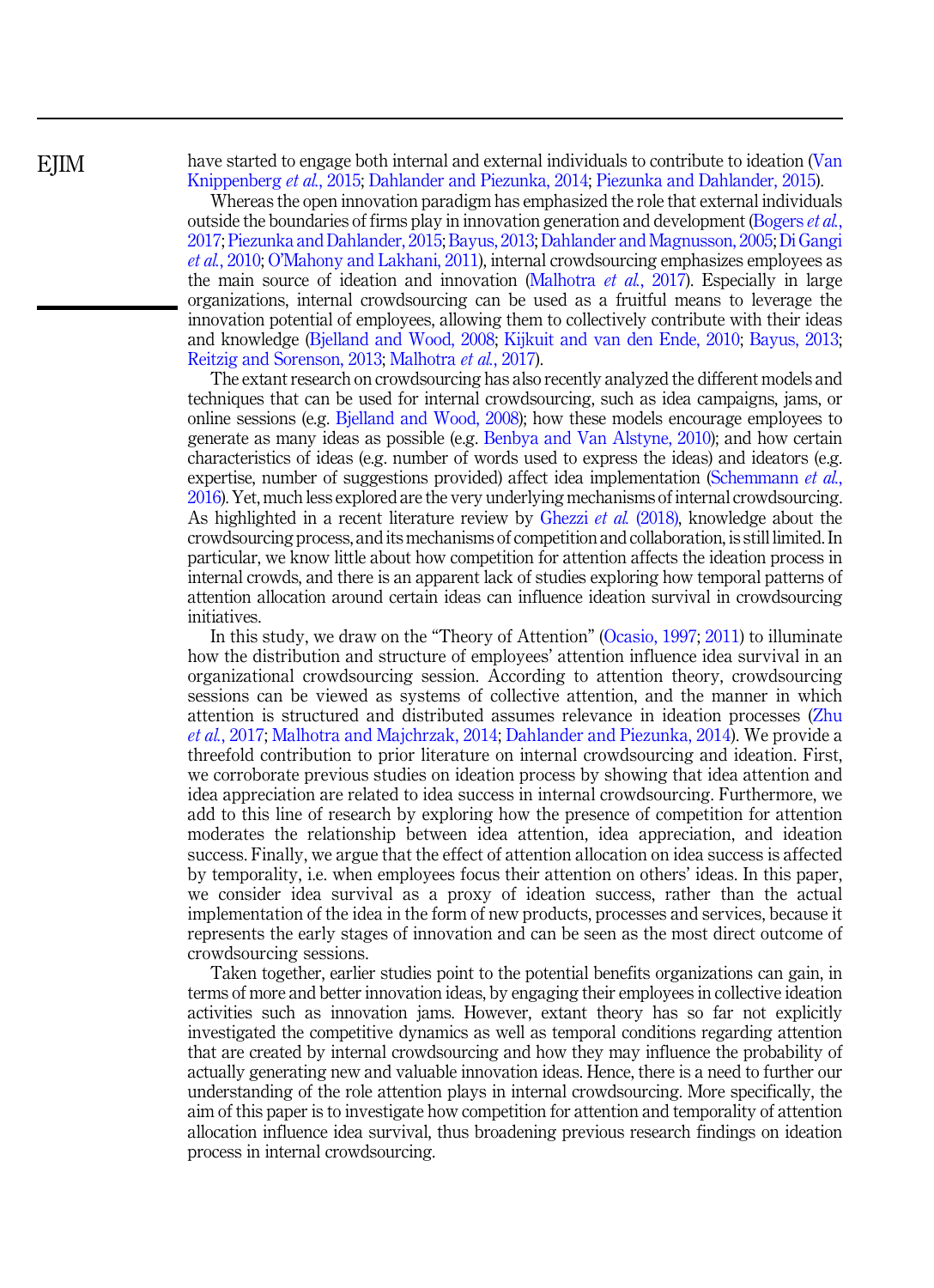have started to engage both internal and external individuals to contribute to ideation (Van Knippenberg *et al.*, 2015; Dahlander and Piezunka, 2014; Piezunka and Dahlander, 2015).

Whereas the open innovation paradigm has emphasized the role that external individuals outside the boundaries of firms play in innovation generation and development (Bogers *et al.*, 2017; Piezunka and Dahlander, 2015; Bayus, 2013; Dahlander and Magnusson, 2005; Di Gangi *et al.*, 2010; O'Mahony and Lakhani, 2011), internal crowdsourcing emphasizes employees as the main source of ideation and innovation (Malhotra *et al.*, 2017). Especially in large organizations, internal crowdsourcing can be used as a fruitful means to leverage the innovation potential of employees, allowing them to collectively contribute with their ideas and knowledge (Bjelland and Wood, 2008; Kijkuit and van den Ende, 2010; Bayus, 2013; Reitzig and Sorenson, 2013; Malhotra *et al.*, 2017).

The extant research on crowdsourcing has also recently analyzed the different models and techniques that can be used for internal crowdsourcing, such as idea campaigns, jams, or online sessions (e.g. Bjelland and Wood, 2008); how these models encourage employees to generate as many ideas as possible (e.g. Benbya and Van Alstyne, 2010); and how certain characteristics of ideas (e.g. number of words used to express the ideas) and ideators (e.g. expertise, number of suggestions provided) affect idea implementation (Schemmann *et al.*, 2016). Yet, much less explored are the very underlying mechanisms of internal crowdsourcing. As highlighted in a recent literature review by Ghezzi *et al.* (2018), knowledge about the crowdsourcing process, and its mechanisms of competition and collaboration, is still limited. In particular, we know little about how competition for attention affects the ideation process in internal crowds, and there is an apparent lack of studies exploring how temporal patterns of attention allocation around certain ideas can influence ideation survival in crowdsourcing initiatives.

In this study, we draw on the "Theory of Attention" (Ocasio, 1997; 2011) to illuminate how the distribution and structure of employees' attention influence idea survival in an organizational crowdsourcing session. According to attention theory, crowdsourcing sessions can be viewed as systems of collective attention, and the manner in which attention is structured and distributed assumes relevance in ideation processes (Zhu *et al.*, 2017; Malhotra and Majchrzak, 2014; Dahlander and Piezunka, 2014). We provide a threefold contribution to prior literature on internal crowdsourcing and ideation. First, we corroborate previous studies on ideation process by showing that idea attention and idea appreciation are related to idea success in internal crowdsourcing. Furthermore, we add to this line of research by exploring how the presence of competition for attention moderates the relationship between idea attention, idea appreciation, and ideation success. Finally, we argue that the effect of attention allocation on idea success is affected by temporality, i.e. when employees focus their attention on others' ideas. In this paper, we consider idea survival as a proxy of ideation success, rather than the actual implementation of the idea in the form of new products, processes and services, because it represents the early stages of innovation and can be seen as the most direct outcome of crowdsourcing sessions.

Taken together, earlier studies point to the potential benefits organizations can gain, in terms of more and better innovation ideas, by engaging their employees in collective ideation activities such as innovation jams. However, extant theory has so far not explicitly investigated the competitive dynamics as well as temporal conditions regarding attention that are created by internal crowdsourcing and how they may influence the probability of actually generating new and valuable innovation ideas. Hence, there is a need to further our understanding of the role attention plays in internal crowdsourcing. More specifically, the aim of this paper is to investigate how competition for attention and temporality of attention allocation influence idea survival, thus broadening previous research findings on ideation process in internal crowdsourcing.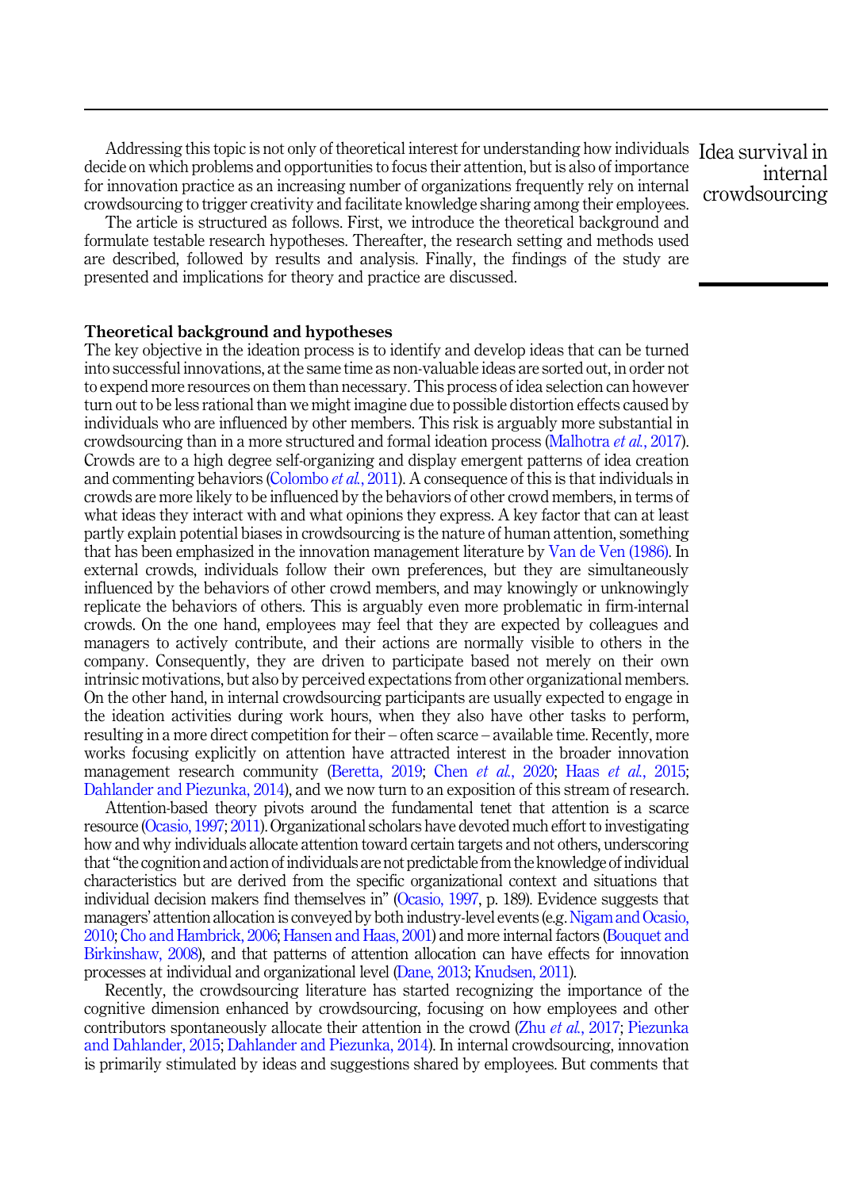Addressing this topic is not only of theoretical interest for understanding how individuals decide on which problems and opportunities to focus their attention, but is also of importance for innovation practice as an increasing number of organizations frequently rely on internal crowdsourcing to trigger creativity and facilitate knowledge sharing among their employees.

The article is structured as follows. First, we introduce the theoretical background and formulate testable research hypotheses. Thereafter, the research setting and methods used are described, followed by results and analysis. Finally, the findings of the study are presented and implications for theory and practice are discussed.

## Theoretical background and hypotheses

The key objective in the ideation process is to identify and develop ideas that can be turned into successful innovations, at the same time as non-valuable ideas are sorted out, in order not to expend more resources on them than necessary. This process of idea selection can however turn out to be less rational than we might imagine due to possible distortion effects caused by individuals who are influenced by other members. This risk is arguably more substantial in crowdsourcing than in a more structured and formal ideation process (Malhotra *et al.*, 2017). Crowds are to a high degree self-organizing and display emergent patterns of idea creation and commenting behaviors (Colombo *et al.*, 2011). A consequence of this is that individuals in crowds are more likely to be influenced by the behaviors of other crowd members, in terms of what ideas they interact with and what opinions they express. A key factor that can at least partly explain potential biases in crowdsourcing is the nature of human attention, something that has been emphasized in the innovation management literature by Van de Ven (1986). In external crowds, individuals follow their own preferences, but they are simultaneously influenced by the behaviors of other crowd members, and may knowingly or unknowingly replicate the behaviors of others. This is arguably even more problematic in firm-internal crowds. On the one hand, employees may feel that they are expected by colleagues and managers to actively contribute, and their actions are normally visible to others in the company. Consequently, they are driven to participate based not merely on their own intrinsic motivations, but also by perceived expectations from other organizational members. On the other hand, in internal crowdsourcing participants are usually expected to engage in the ideation activities during work hours, when they also have other tasks to perform, resulting in a more direct competition for their – often scarce – available time. Recently, more works focusing explicitly on attention have attracted interest in the broader innovation management research community (Beretta, 2019; Chen *et al.*, 2020; Haas *et al.*, 2015; Dahlander and Piezunka, 2014), and we now turn to an exposition of this stream of research.

Attention-based theory pivots around the fundamental tenet that attention is a scarce resource (Ocasio, 1997; 2011). Organizational scholars have devoted much effort to investigating how and why individuals allocate attention toward certain targets and not others, underscoring that "the cognition and action of individuals are not predictable from the knowledge of individual characteristics but are derived from the specific organizational context and situations that individual decision makers find themselves in" (Ocasio, 1997, p. 189). Evidence suggests that managers' attention allocation is conveyed by both industry-level events (e.g. Nigam and Ocasio, 2010; Cho and Hambrick, 2006; Hansen and Haas, 2001) and more internal factors (Bouquet and Birkinshaw, 2008), and that patterns of attention allocation can have effects for innovation processes at individual and organizational level (Dane, 2013; Knudsen, 2011).

Recently, the crowdsourcing literature has started recognizing the importance of the cognitive dimension enhanced by crowdsourcing, focusing on how employees and other contributors spontaneously allocate their attention in the crowd (Zhu *et al.*, 2017; Piezunka and Dahlander, 2015; Dahlander and Piezunka, 2014). In internal crowdsourcing, innovation is primarily stimulated by ideas and suggestions shared by employees. But comments that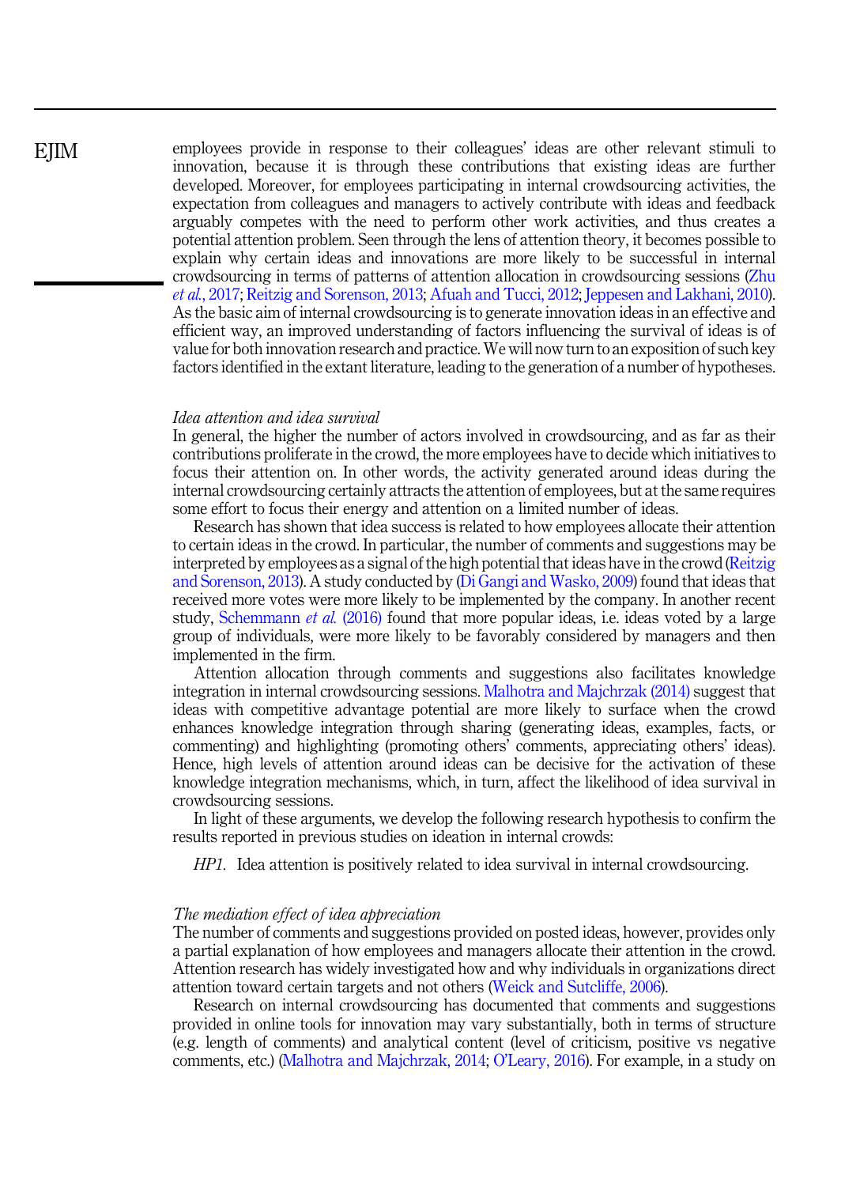employees provide in response to their colleagues' ideas are other relevant stimuli to innovation, because it is through these contributions that existing ideas are further developed. Moreover, for employees participating in internal crowdsourcing activities, the expectation from colleagues and managers to actively contribute with ideas and feedback arguably competes with the need to perform other work activities, and thus creates a potential attention problem. Seen through the lens of attention theory, it becomes possible to explain why certain ideas and innovations are more likely to be successful in internal crowdsourcing in terms of patterns of attention allocation in crowdsourcing sessions (Zhu *et al.*, 2017; Reitzig and Sorenson, 2013; Afuah and Tucci, 2012; Jeppesen and Lakhani, 2010). As the basic aim of internal crowdsourcing is to generate innovation ideas in an effective and efficient way, an improved understanding of factors influencing the survival of ideas is of value for both innovation research and practice. We will now turn to an exposition of such key factors identified in the extant literature, leading to the generation of a number of hypotheses.

### *Idea attention and idea survival*

In general, the higher the number of actors involved in crowdsourcing, and as far as their contributions proliferate in the crowd, the more employees have to decide which initiatives to focus their attention on. In other words, the activity generated around ideas during the internal crowdsourcing certainly attracts the attention of employees, but at the same requires some effort to focus their energy and attention on a limited number of ideas.

Research has shown that idea success is related to how employees allocate their attention to certain ideas in the crowd. In particular, the number of comments and suggestions may be interpreted by employees as a signal of the high potential that ideas have in the crowd (Reitzig and Sorenson, 2013). A study conducted by (Di Gangi and Wasko, 2009) found that ideas that received more votes were more likely to be implemented by the company. In another recent study, Schemmann *et al.* (2016) found that more popular ideas, i.e. ideas voted by a large group of individuals, were more likely to be favorably considered by managers and then implemented in the firm.

Attention allocation through comments and suggestions also facilitates knowledge integration in internal crowdsourcing sessions. Malhotra and Majchrzak (2014) suggest that ideas with competitive advantage potential are more likely to surface when the crowd enhances knowledge integration through sharing (generating ideas, examples, facts, or commenting) and highlighting (promoting others' comments, appreciating others' ideas). Hence, high levels of attention around ideas can be decisive for the activation of these knowledge integration mechanisms, which, in turn, affect the likelihood of idea survival in crowdsourcing sessions.

In light of these arguments, we develop the following research hypothesis to confirm the results reported in previous studies on ideation in internal crowds:

*HP1.* Idea attention is positively related to idea survival in internal crowdsourcing.

### *The mediation effect of idea appreciation*

The number of comments and suggestions provided on posted ideas, however, provides only a partial explanation of how employees and managers allocate their attention in the crowd. Attention research has widely investigated how and why individuals in organizations direct attention toward certain targets and not others (Weick and Sutcliffe, 2006).

Research on internal crowdsourcing has documented that comments and suggestions provided in online tools for innovation may vary substantially, both in terms of structure (e.g. length of comments) and analytical content (level of criticism, positive vs negative comments, etc.) (Malhotra and Majchrzak, 2014; O'Leary, 2016). For example, in a study on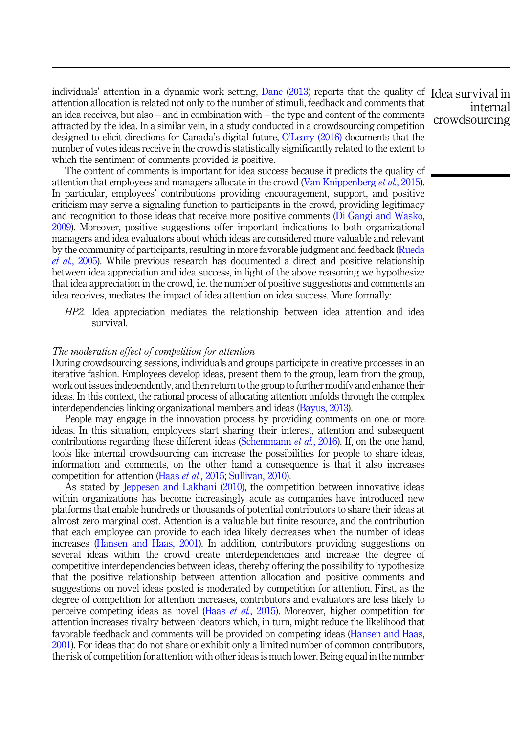individuals' attention in a dynamic work setting, Dane (2013) reports that the quality of attention allocation is related not only to the number of stimuli, feedback and comments that an idea receives, but also – and in combination with – the type and content of the comments attracted by the idea. In a similar vein, in a study conducted in a crowdsourcing competition designed to elicit directions for Canada's digital future, O'Leary (2016) documents that the number of votes ideas receive in the crowd is statistically significantly related to the extent to which the sentiment of comments provided is positive.

The content of comments is important for idea success because it predicts the quality of attention that employees and managers allocate in the crowd (Van Knippenberg *et al.*, 2015). In particular, employees' contributions providing encouragement, support, and positive criticism may serve a signaling function to participants in the crowd, providing legitimacy and recognition to those ideas that receive more positive comments (Di Gangi and Wasko, 2009). Moreover, positive suggestions offer important indications to both organizational managers and idea evaluators about which ideas are considered more valuable and relevant by the community of participants, resulting in more favorable judgment and feedback (Rueda *et al.*, 2005). While previous research has documented a direct and positive relationship between idea appreciation and idea success, in light of the above reasoning we hypothesize that idea appreciation in the crowd, i.e. the number of positive suggestions and comments an idea receives, mediates the impact of idea attention on idea success. More formally:

*HP2.* Idea appreciation mediates the relationship between idea attention and idea survival.

*The moderation effect of competition for attention*

During crowdsourcing sessions, individuals and groups participate in creative processes in an iterative fashion. Employees develop ideas, present them to the group, learn from the group, work out issues independently, and then return to the group to further modify and enhance their ideas. In this context, the rational process of allocating attention unfolds through the complex interdependencies linking organizational members and ideas (Bayus, 2013).

People may engage in the innovation process by providing comments on one or more ideas. In this situation, employees start sharing their interest, attention and subsequent contributions regarding these different ideas (Schemmann *et al.*, 2016). If, on the one hand, tools like internal crowdsourcing can increase the possibilities for people to share ideas, information and comments, on the other hand a consequence is that it also increases competition for attention (Haas *et al.*, 2015; Sullivan, 2010).

As stated by Jeppesen and Lakhani (2010), the competition between innovative ideas within organizations has become increasingly acute as companies have introduced new platforms that enable hundreds or thousands of potential contributors to share their ideas at almost zero marginal cost. Attention is a valuable but finite resource, and the contribution that each employee can provide to each idea likely decreases when the number of ideas increases (Hansen and Haas, 2001). In addition, contributors providing suggestions on several ideas within the crowd create interdependencies and increase the degree of competitive interdependencies between ideas, thereby offering the possibility to hypothesize that the positive relationship between attention allocation and positive comments and suggestions on novel ideas posted is moderated by competition for attention. First, as the degree of competition for attention increases, contributors and evaluators are less likely to perceive competing ideas as novel (Haas *et al.*, 2015). Moreover, higher competition for attention increases rivalry between ideators which, in turn, might reduce the likelihood that favorable feedback and comments will be provided on competing ideas (Hansen and Haas, 2001). For ideas that do not share or exhibit only a limited number of common contributors, the risk of competition for attention with other ideas is much lower. Being equal in the number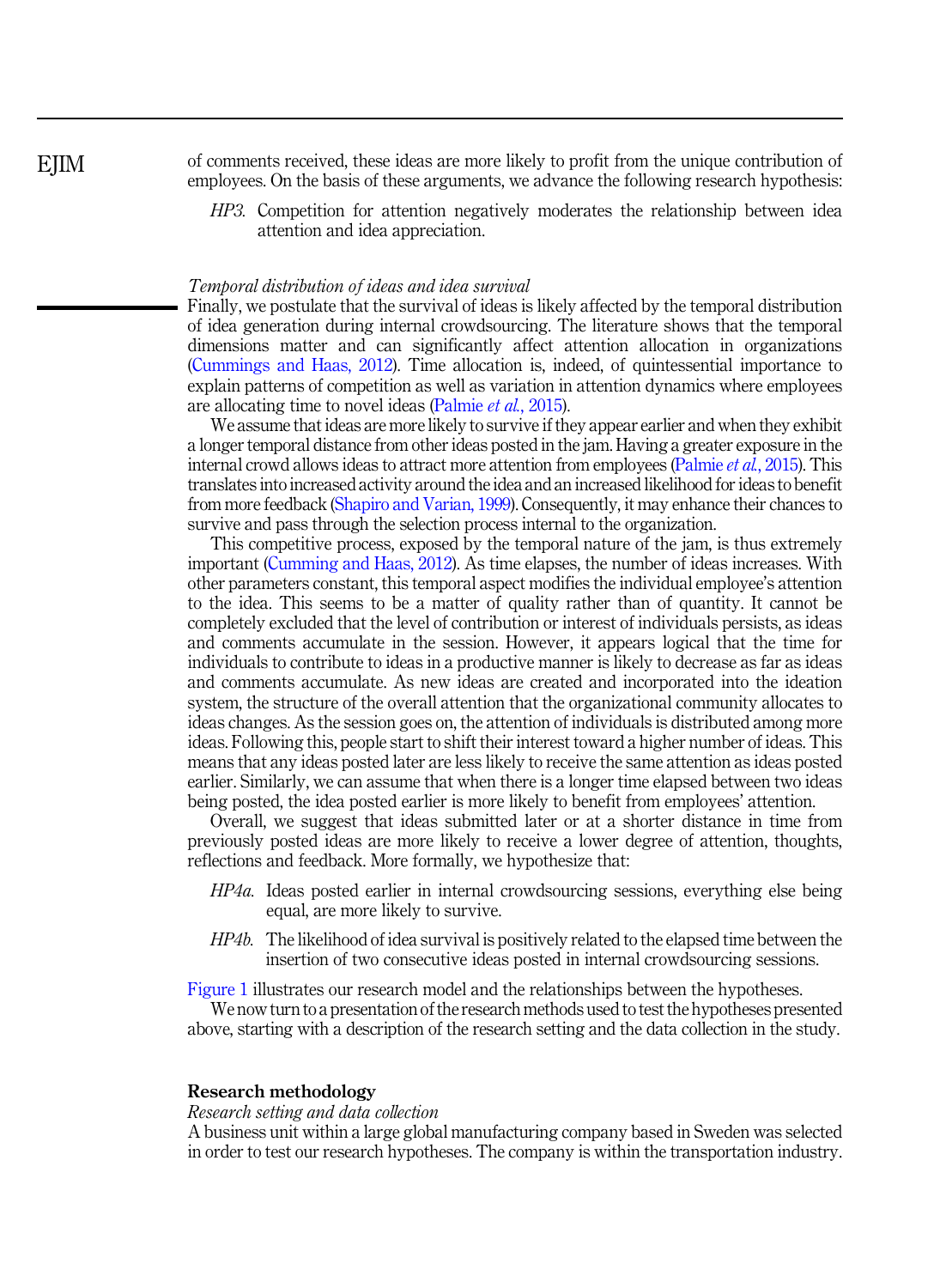of comments received, these ideas are more likely to profit from the unique contribution of employees. On the basis of these arguments, we advance the following research hypothesis:

*HP3.* Competition for attention negatively moderates the relationship between idea attention and idea appreciation.

### *Temporal distribution of ideas and idea survival*

Finally, we postulate that the survival of ideas is likely affected by the temporal distribution of idea generation during internal crowdsourcing. The literature shows that the temporal dimensions matter and can significantly affect attention allocation in organizations (Cummings and Haas, 2012). Time allocation is, indeed, of quintessential importance to explain patterns of competition as well as variation in attention dynamics where employees are allocating time to novel ideas (Palmie *et al.*, 2015).

We assume that ideas are more likely to survive if they appear earlier and when they exhibit a longer temporal distance from other ideas posted in the jam. Having a greater exposure in the internal crowd allows ideas to attract more attention from employees (Palmie *et al.*, 2015). This translates into increased activity around the idea and an increased likelihood for ideas to benefit from more feedback (Shapiro and Varian, 1999). Consequently, it may enhance their chances to survive and pass through the selection process internal to the organization.

This competitive process, exposed by the temporal nature of the jam, is thus extremely important (Cumming and Haas, 2012). As time elapses, the number of ideas increases. With other parameters constant, this temporal aspect modifies the individual employee's attention to the idea. This seems to be a matter of quality rather than of quantity. It cannot be completely excluded that the level of contribution or interest of individuals persists, as ideas and comments accumulate in the session. However, it appears logical that the time for individuals to contribute to ideas in a productive manner is likely to decrease as far as ideas and comments accumulate. As new ideas are created and incorporated into the ideation system, the structure of the overall attention that the organizational community allocates to ideas changes. As the session goes on, the attention of individuals is distributed among more ideas. Following this, people start to shift their interest toward a higher number of ideas. This means that any ideas posted later are less likely to receive the same attention as ideas posted earlier. Similarly, we can assume that when there is a longer time elapsed between two ideas being posted, the idea posted earlier is more likely to benefit from employees' attention.

Overall, we suggest that ideas submitted later or at a shorter distance in time from previously posted ideas are more likely to receive a lower degree of attention, thoughts, reflections and feedback. More formally, we hypothesize that:

*HP4a.* Ideas posted earlier in internal crowdsourcing sessions, everything else being equal, are more likely to survive.

*HP4b.* The likelihood of idea survival is positively related to the elapsed time between the insertion of two consecutive ideas posted in internal crowdsourcing sessions.

Figure 1 illustrates our research model and the relationships between the hypotheses.

We now turn to a presentation of the research methods used to test the hypotheses presented above, starting with a description of the research setting and the data collection in the study.

## Research methodology

### *Research setting and data collection*

A business unit within a large global manufacturing company based in Sweden was selected in order to test our research hypotheses. The company is within the transportation industry.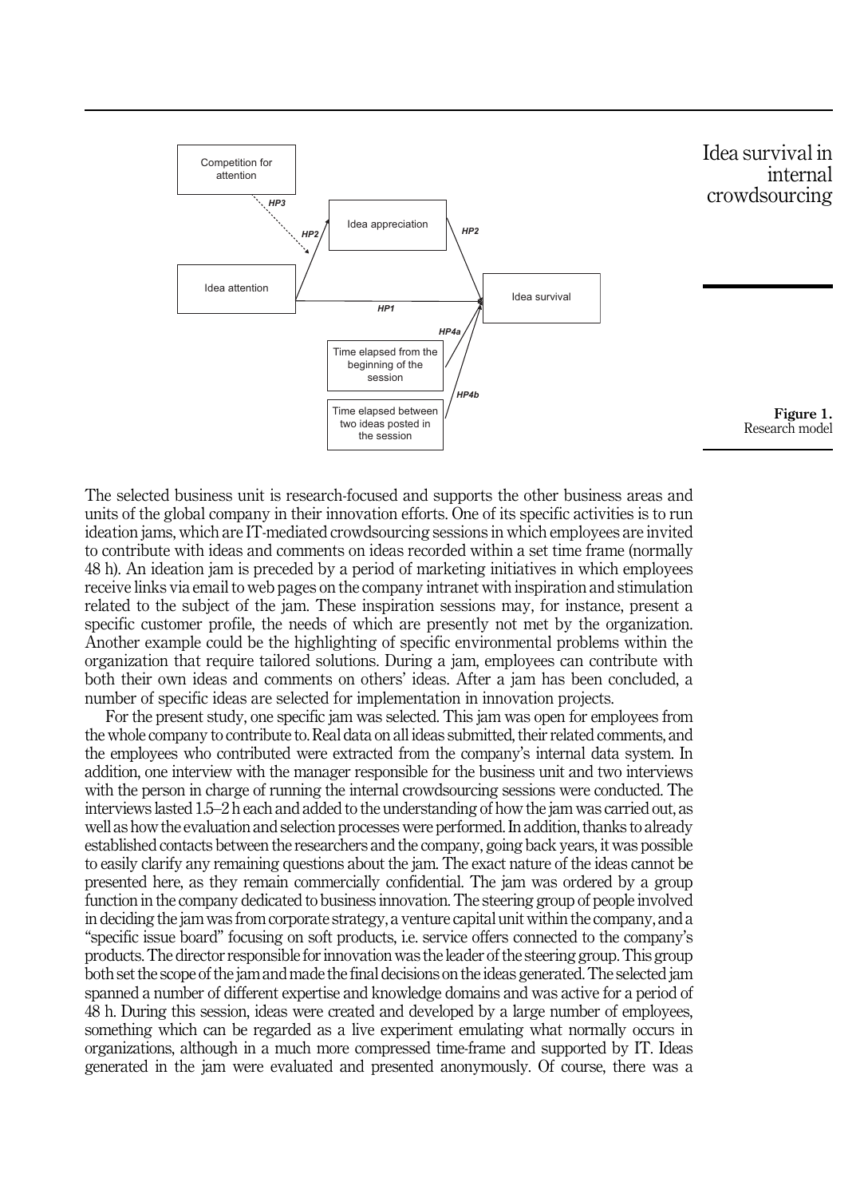Figure 1.
Research model

The selected business unit is research-focused and supports the other business areas and units of the global company in their innovation efforts. One of its specific activities is to run ideation jams, which are IT-mediated crowdsourcing sessions in which employees are invited to contribute with ideas and comments on ideas recorded within a set time frame (normally 48 h). An ideation jam is preceded by a period of marketing initiatives in which employees receive links via email to web pages on the company intranet with inspiration and stimulation related to the subject of the jam. These inspiration sessions may, for instance, present a specific customer profile, the needs of which are presently not met by the organization. Another example could be the highlighting of specific environmental problems within the organization that require tailored solutions. During a jam, employees can contribute with both their own ideas and comments on others' ideas. After a jam has been concluded, a number of specific ideas are selected for implementation in innovation projects.

For the present study, one specific jam was selected. This jam was open for employees from the whole company to contribute to. Real data on all ideas submitted, their related comments, and the employees who contributed were extracted from the company's internal data system. In addition, one interview with the manager responsible for the business unit and two interviews with the person in charge of running the internal crowdsourcing sessions were conducted. The interviews lasted 1.5–2 h each and added to the understanding of how the jam was carried out, as well as how the evaluation and selection processes were performed. In addition, thanks to already established contacts between the researchers and the company, going back years, it was possible to easily clarify any remaining questions about the jam. The exact nature of the ideas cannot be presented here, as they remain commercially confidential. The jam was ordered by a group function in the company dedicated to business innovation. The steering group of people involved in deciding the jam was from corporate strategy, a venture capital unit within the company, and a "specific issue board" focusing on soft products, i.e. service offers connected to the company's products. The director responsible for innovation was the leader of the steering group. This group both set the scope of the jam and made the final decisions on the ideas generated. The selected jam spanned a number of different expertise and knowledge domains and was active for a period of 48 h. During this session, ideas were created and developed by a large number of employees, something which can be regarded as a live experiment emulating what normally occurs in organizations, although in a much more compressed time-frame and supported by IT. Ideas generated in the jam were evaluated and presented anonymously. Of course, there was a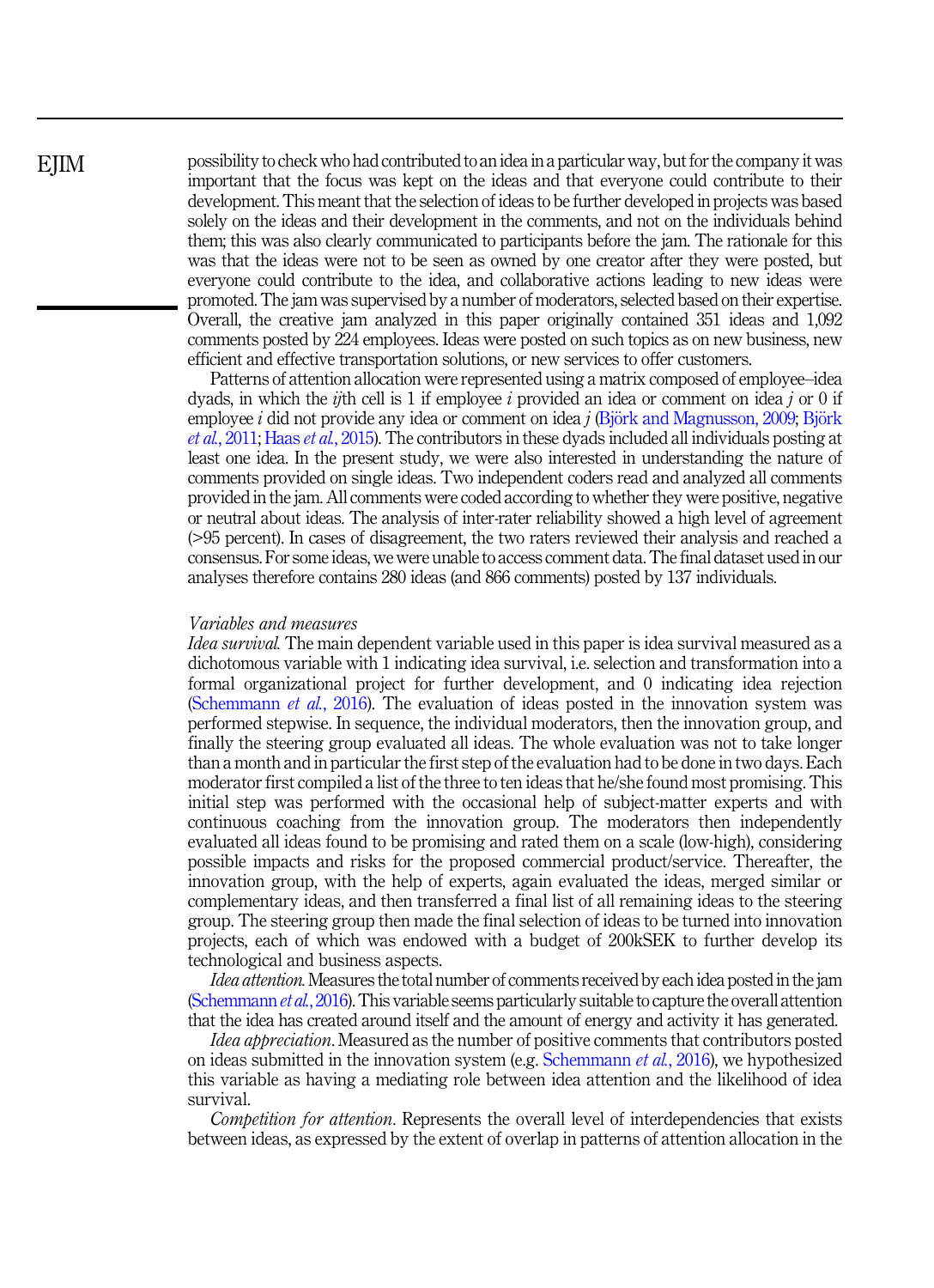possibility to check who had contributed to an idea in a particular way, but for the company it was important that the focus was kept on the ideas and that everyone could contribute to their development. This meant that the selection of ideas to be further developed in projects was based solely on the ideas and their development in the comments, and not on the individuals behind them; this was also clearly communicated to participants before the jam. The rationale for this was that the ideas were not to be seen as owned by one creator after they were posted, but everyone could contribute to the idea, and collaborative actions leading to new ideas were promoted. The jam was supervised by a number of moderators, selected based on their expertise. Overall, the creative jam analyzed in this paper originally contained 351 ideas and 1,092 comments posted by 224 employees. Ideas were posted on such topics as on new business, new efficient and effective transportation solutions, or new services to offer customers.

Patterns of attention allocation were represented using a matrix composed of employee–idea dyads, in which the *ij*th cell is 1 if employee *i* provided an idea or comment on idea *j* or 0 if employee *i* did not provide any idea or comment on idea *j* (Björk and Magnusson, 2009; Björk *et al.*, 2011; Haas *et al.*, 2015). The contributors in these dyads included all individuals posting at least one idea. In the present study, we were also interested in understanding the nature of comments provided on single ideas. Two independent coders read and analyzed all comments provided in the jam. All comments were coded according to whether they were positive, negative or neutral about ideas. The analysis of inter-rater reliability showed a high level of agreement (>95 percent). In cases of disagreement, the two raters reviewed their analysis and reached a consensus. For some ideas, we were unable to access comment data. The final dataset used in our analyses therefore contains 280 ideas (and 866 comments) posted by 137 individuals.

*Variables and measures*

*Idea survival.* The main dependent variable used in this paper is idea survival measured as a dichotomous variable with 1 indicating idea survival, i.e. selection and transformation into a formal organizational project for further development, and 0 indicating idea rejection (Schemmann *et al.*, 2016). The evaluation of ideas posted in the innovation system was performed stepwise. In sequence, the individual moderators, then the innovation group, and finally the steering group evaluated all ideas. The whole evaluation was not to take longer than a month and in particular the first step of the evaluation had to be done in two days. Each moderator first compiled a list of the three to ten ideas that he/she found most promising. This initial step was performed with the occasional help of subject-matter experts and with continuous coaching from the innovation group. The moderators then independently evaluated all ideas found to be promising and rated them on a scale (low-high), considering possible impacts and risks for the proposed commercial product/service. Thereafter, the innovation group, with the help of experts, again evaluated the ideas, merged similar or complementary ideas, and then transferred a final list of all remaining ideas to the steering group. The steering group then made the final selection of ideas to be turned into innovation projects, each of which was endowed with a budget of 200kSEK to further develop its technological and business aspects.

*Idea attention.* Measures the total number of comments received by each idea posted in the jam (Schemmann *et al.*, 2016). This variable seems particularly suitable to capture the overall attention that the idea has created around itself and the amount of energy and activity it has generated.

*Idea appreciation.* Measured as the number of positive comments that contributors posted on ideas submitted in the innovation system (e.g. Schemmann *et al.*, 2016), we hypothesized this variable as having a mediating role between idea attention and the likelihood of idea survival.

*Competition for attention.* Represents the overall level of interdependencies that exists between ideas, as expressed by the extent of overlap in patterns of attention allocation in the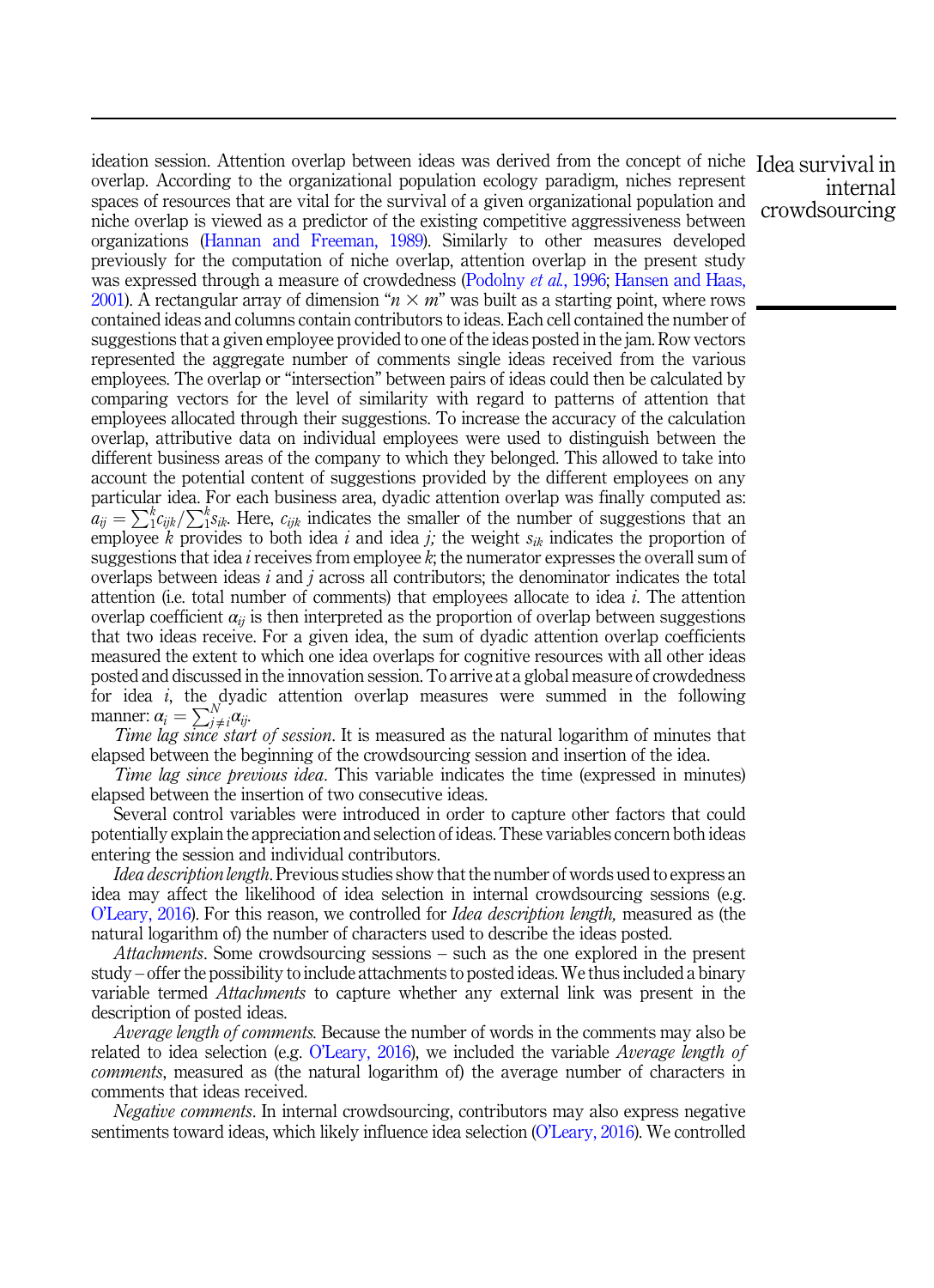ideation session. Attention overlap between ideas was derived from the concept of niche overlap. According to the organizational population ecology paradigm, niches represent spaces of resources that are vital for the survival of a given organizational population and niche overlap is viewed as a predictor of the existing competitive aggressiveness between organizations (Hannan and Freeman, 1989). Similarly to other measures developed previously for the computation of niche overlap, attention overlap in the present study was expressed through a measure of crowdedness (Podolny *et al.*, 1996; Hansen and Haas, 2001). A rectangular array of dimension "$n \times m$" was built as a starting point, where rows contained ideas and columns contain contributors to ideas. Each cell contained the number of suggestions that a given employee provided to one of the ideas posted in the jam. Row vectors represented the aggregate number of comments single ideas received from the various employees. The overlap or "intersection" between pairs of ideas could then be calculated by comparing vectors for the level of similarity with regard to patterns of attention that employees allocated through their suggestions. To increase the accuracy of the calculation overlap, attributive data on individual employees were used to distinguish between the different business areas of the company to which they belonged. This allowed to take into account the potential content of suggestions provided by the different employees on any particular idea. For each business area, dyadic attention overlap was finally computed as: $a_{ij} = \sum_{1}^{k} c_{ijk} / \sum_{1}^{k} s_{ik}$. Here, $c_{ijk}$ indicates the smaller of the number of suggestions that an employee $k$ provides to both idea $i$ and idea $j$; the weight $s_{ik}$ indicates the proportion of suggestions that idea $i$ receives from employee $k$; the numerator expresses the overall sum of overlaps between ideas $i$ and $j$ across all contributors; the denominator indicates the total attention (i.e. total number of comments) that employees allocate to idea $i$. The attention overlap coefficient $\alpha_{ij}$ is then interpreted as the proportion of overlap between suggestions that two ideas receive. For a given idea, the sum of dyadic attention overlap coefficients measured the extent to which one idea overlaps for cognitive resources with all other ideas posted and discussed in the innovation session. To arrive at a global measure of crowdedness for idea $i$, the dyadic attention overlap measures were summed in the following manner: $\alpha_i = \sum_{j \neq i}^{N} \alpha_{ij}$.

*Time lag since start of session*. It is measured as the natural logarithm of minutes that elapsed between the beginning of the crowdsourcing session and insertion of the idea.

*Time lag since previous idea*. This variable indicates the time (expressed in minutes) elapsed between the insertion of two consecutive ideas.

Several control variables were introduced in order to capture other factors that could potentially explain the appreciation and selection of ideas. These variables concern both ideas entering the session and individual contributors.

*Idea description length*. Previous studies show that the number of words used to express an idea may affect the likelihood of idea selection in internal crowdsourcing sessions (e.g. O'Leary, 2016). For this reason, we controlled for *Idea description length,* measured as (the natural logarithm of) the number of characters used to describe the ideas posted.

*Attachments*. Some crowdsourcing sessions – such as the one explored in the present study – offer the possibility to include attachments to posted ideas. We thus included a binary variable termed *Attachments* to capture whether any external link was present in the description of posted ideas.

*Average length of comments.* Because the number of words in the comments may also be related to idea selection (e.g. O'Leary, 2016), we included the variable *Average length of comments*, measured as (the natural logarithm of) the average number of characters in comments that ideas received.

*Negative comments*. In internal crowdsourcing, contributors may also express negative sentiments toward ideas, which likely influence idea selection (O'Leary, 2016). We controlled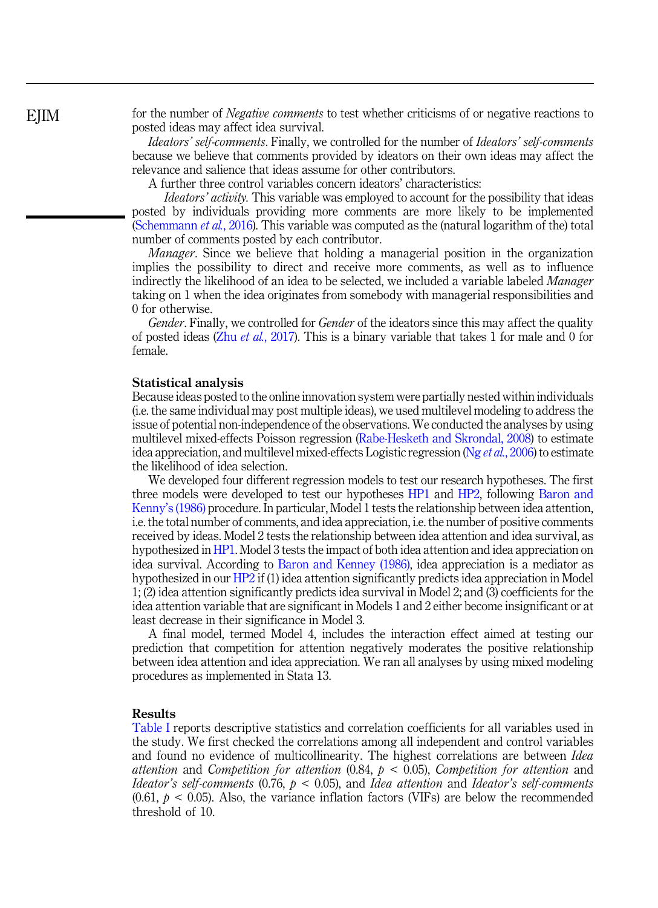for the number of *Negative comments* to test whether criticisms of or negative reactions to posted ideas may affect idea survival.

*Ideators' self-comments*. Finally, we controlled for the number of *Ideators' self-comments* because we believe that comments provided by ideators on their own ideas may affect the relevance and salience that ideas assume for other contributors.

A further three control variables concern ideators' characteristics:

*Ideators' activity*. This variable was employed to account for the possibility that ideas posted by individuals providing more comments are more likely to be implemented (Schemmann *et al.*, 2016). This variable was computed as the (natural logarithm of the) total number of comments posted by each contributor.

*Manager*. Since we believe that holding a managerial position in the organization implies the possibility to direct and receive more comments, as well as to influence indirectly the likelihood of an idea to be selected, we included a variable labeled *Manager* taking on 1 when the idea originates from somebody with managerial responsibilities and 0 for otherwise.

*Gender*. Finally, we controlled for *Gender* of the ideators since this may affect the quality of posted ideas (Zhu *et al.*, 2017). This is a binary variable that takes 1 for male and 0 for female.

## Statistical analysis

Because ideas posted to the online innovation system were partially nested within individuals (i.e. the same individual may post multiple ideas), we used multilevel modeling to address the issue of potential non-independence of the observations. We conducted the analyses by using multilevel mixed-effects Poisson regression (Rabe-Hesketh and Skrondal, 2008) to estimate idea appreciation, and multilevel mixed-effects Logistic regression (Ng *et al.*, 2006) to estimate the likelihood of idea selection.

We developed four different regression models to test our research hypotheses. The first three models were developed to test our hypotheses HP1 and HP2, following Baron and Kenny's (1986) procedure. In particular, Model 1 tests the relationship between idea attention, i.e. the total number of comments, and idea appreciation, i.e. the number of positive comments received by ideas. Model 2 tests the relationship between idea attention and idea survival, as hypothesized in HP1. Model 3 tests the impact of both idea attention and idea appreciation on idea survival. According to Baron and Kenney (1986), idea appreciation is a mediator as hypothesized in our HP2 if (1) idea attention significantly predicts idea appreciation in Model 1; (2) idea attention significantly predicts idea survival in Model 2; and (3) coefficients for the idea attention variable that are significant in Models 1 and 2 either become insignificant or at least decrease in their significance in Model 3.

A final model, termed Model 4, includes the interaction effect aimed at testing our prediction that competition for attention negatively moderates the positive relationship between idea attention and idea appreciation. We ran all analyses by using mixed modeling procedures as implemented in Stata 13.

## Results

Table I reports descriptive statistics and correlation coefficients for all variables used in the study. We first checked the correlations among all independent and control variables and found no evidence of multicollinearity. The highest correlations are between *Idea attention* and *Competition for attention* (0.84, $p < 0.05$), *Competition for attention* and *Ideator's self-comments* (0.76, $p < 0.05$), and *Idea attention* and *Ideator's self-comments* (0.61, $p < 0.05$). Also, the variance inflation factors (VIFs) are below the recommended threshold of 10.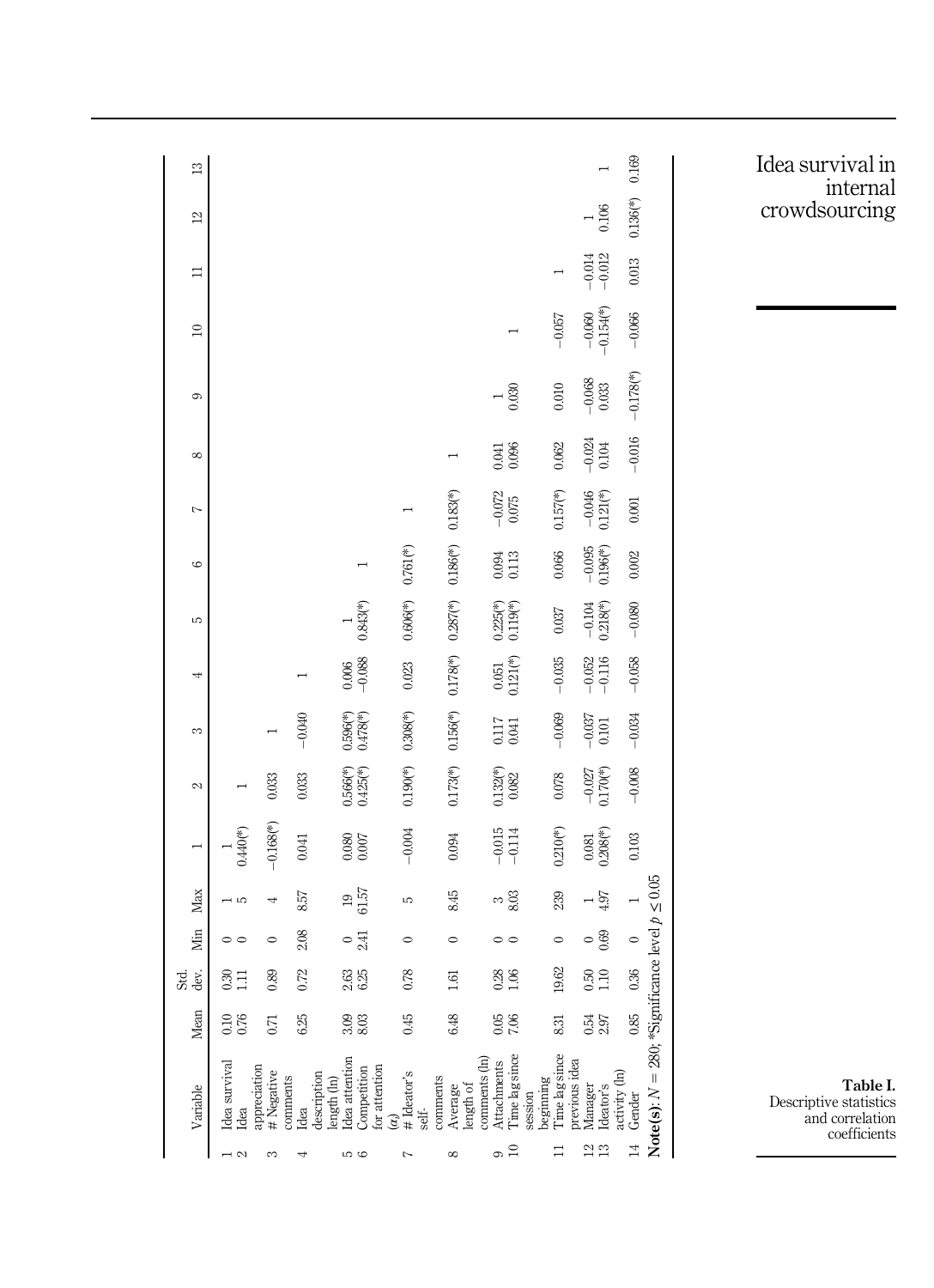**Table I.** Descriptive statistics and correlation coefficients

| | Variable | Mean | Std. dev. | Min | Max | 1 | 2 | 3 | 4 | 5 | 6 | 7 | 8 | 9 | 10 | 11 | 12 | 13 |
|---|---|---|---|---|---|---|---|---|---|---|---|---|---|---|---|---|---|---|
| 1 | Idea survival | 0.10 | 0.30 | 0 | 1 | 1 | | | | | | | | | | | | |
| 2 | Idea appreciation | 0.76 | 1.11 | 0 | 5 | 0.440(*) | 1 | | | | | | | | | | | |
| 3 | # Negative comments | 0.71 | 0.89 | 0 | 4 | −0.168(*) | 0.033 | 1 | | | | | | | | | | |
| 4 | Idea description length (ln) | 6.25 | 0.72 | 2.08 | 8.57 | 0.041 | 0.033 | −0.040 | 1 | | | | | | | | | |
| 5 | Idea attention | 3.09 | 2.63 | 0 | 19 | 0.080 | 0.566(*) | 0.596(*) | 0.006 | 1 | | | | | | | | |
| 6 | Competition for attention ($\alpha$) | 8.03 | 6.25 | 2.41 | 61.57 | 0.007 | 0.425(*) | 0.478(*) | −0.088 | 0.843(*) | 1 | | | | | | | |
| 7 | # Ideator's self-comments | 0.45 | 0.78 | 0 | 5 | −0.004 | 0.190(*) | 0.308(*) | 0.023 | 0.606(*) | 0.761(*) | 1 | | | | | | |
| 8 | Average length of comments (ln) | 6.48 | 1.61 | 0 | 8.45 | 0.094 | 0.173(*) | 0.156(*) | 0.178(*) | 0.287(*) | 0.186(*) | 0.183(*) | 1 | | | | | |
| 9 | Attachments | 0.05 | 0.28 | 0 | 3 | −0.015 | 0.132(*) | 0.117 | 0.051 | 0.225(*) | 0.094 | −0.072 | 0.041 | 1 | | | | |
| 10 | Time lag since session beginning | 7.06 | 1.06 | 0 | 8.03 | −0.114 | 0.082 | 0.041 | 0.121(*) | 0.119(*) | 0.113 | 0.075 | 0.096 | 0.030 | 1 | | | |
| 11 | Time lag since previous idea | 8.31 | 19.62 | 0 | 239 | 0.210(*) | 0.078 | −0.069 | −0.035 | 0.037 | 0.066 | 0.157(*) | 0.062 | 0.010 | −0.057 | 1 | | |
| 12 | Manager | 0.54 | 0.50 | 0 | 1 | 0.081 | −0.027 | −0.037 | −0.052 | −0.104 | −0.095 | −0.046 | −0.024 | −0.068 | −0.060 | −0.014 | 1 | |
| 13 | Ideator's activity (ln) | 2.97 | 1.10 | 0.69 | 4.97 | 0.208(*) | 0.170(*) | 0.101 | −0.116 | 0.218(*) | 0.196(*) | 0.121(*) | 0.104 | 0.033 | −0.154(*) | −0.012 | 0.106 | 1 |
| 14 | Gender | 0.85 | 0.36 | 0 | 1 | 0.103 | −0.008 | −0.034 | −0.058 | −0.080 | 0.002 | 0.001 | −0.016 | −0.178(*) | −0.066 | 0.013 | 0.136(*) | 0.169 |

**Note(s):** $N = 280$; *Significance level $p \leq 0.05$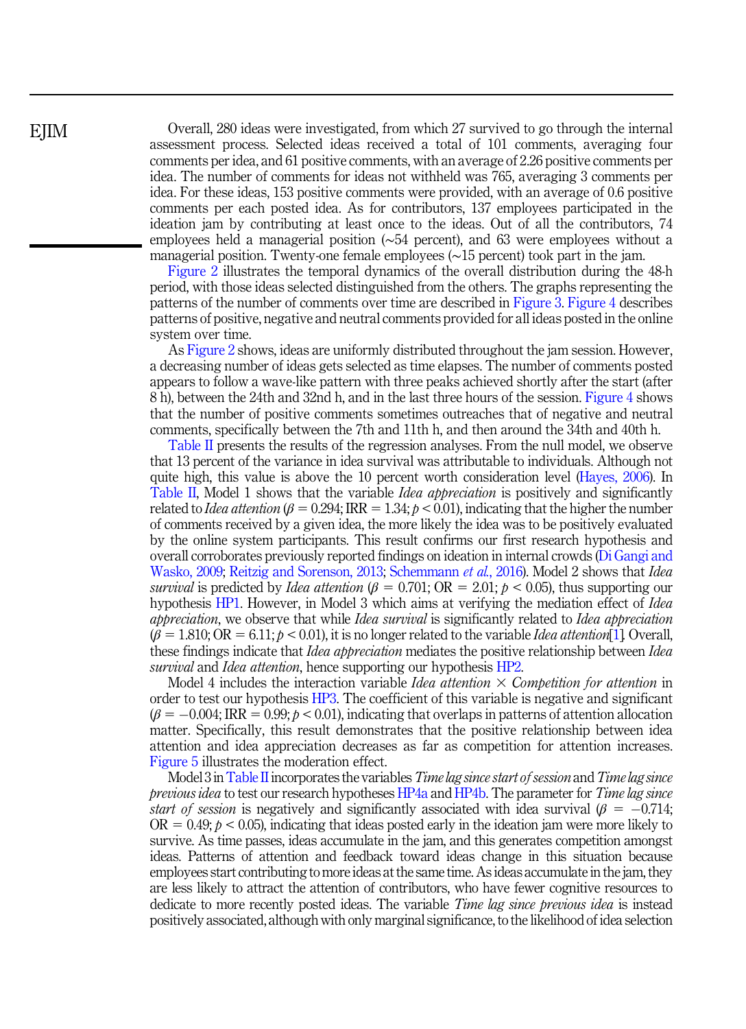Overall, 280 ideas were investigated, from which 27 survived to go through the internal assessment process. Selected ideas received a total of 101 comments, averaging four comments per idea, and 61 positive comments, with an average of 2.26 positive comments per idea. The number of comments for ideas not withheld was 765, averaging 3 comments per idea. For these ideas, 153 positive comments were provided, with an average of 0.6 positive comments per each posted idea. As for contributors, 137 employees participated in the ideation jam by contributing at least once to the ideas. Out of all the contributors, 74 employees held a managerial position (~54 percent), and 63 were employees without a managerial position. Twenty-one female employees (~15 percent) took part in the jam.

Figure 2 illustrates the temporal dynamics of the overall distribution during the 48-h period, with those ideas selected distinguished from the others. The graphs representing the patterns of the number of comments over time are described in Figure 3. Figure 4 describes patterns of positive, negative and neutral comments provided for all ideas posted in the online system over time.

As Figure 2 shows, ideas are uniformly distributed throughout the jam session. However, a decreasing number of ideas gets selected as time elapses. The number of comments posted appears to follow a wave-like pattern with three peaks achieved shortly after the start (after 8 h), between the 24th and 32nd h, and in the last three hours of the session. Figure 4 shows that the number of positive comments sometimes outreaches that of negative and neutral comments, specifically between the 7th and 11th h, and then around the 34th and 40th h.

Table II presents the results of the regression analyses. From the null model, we observe that 13 percent of the variance in idea survival was attributable to individuals. Although not quite high, this value is above the 10 percent worth consideration level (Hayes, 2006). In Table II, Model 1 shows that the variable *Idea appreciation* is positively and significantly related to *Idea attention* ($\beta = 0.294$; IRR $= 1.34$; $p < 0.01$), indicating that the higher the number of comments received by a given idea, the more likely the idea was to be positively evaluated by the online system participants. This result confirms our first research hypothesis and overall corroborates previously reported findings on ideation in internal crowds (Di Gangi and Wasko, 2009; Reitzig and Sorenson, 2013; Schemmann *et al.*, 2016). Model 2 shows that *Idea survival* is predicted by *Idea attention* ($\beta = 0.701$; OR $= 2.01$; $p < 0.05$), thus supporting our hypothesis HP1. However, in Model 3 which aims at verifying the mediation effect of *Idea appreciation*, we observe that while *Idea survival* is significantly related to *Idea appreciation* ($\beta = 1.810$; OR $= 6.11$; $p < 0.01$), it is no longer related to the variable *Idea attention*[1]. Overall, these findings indicate that *Idea appreciation* mediates the positive relationship between *Idea survival* and *Idea attention*, hence supporting our hypothesis HP2.

Model 4 includes the interaction variable *Idea attention* × *Competition for attention* in order to test our hypothesis HP3. The coefficient of this variable is negative and significant ($\beta = -0.004$; IRR $= 0.99$; $p < 0.01$), indicating that overlaps in patterns of attention allocation matter. Specifically, this result demonstrates that the positive relationship between idea attention and idea appreciation decreases as far as competition for attention increases. Figure 5 illustrates the moderation effect.

Model 3 in Table II incorporates the variables *Time lag since start of session* and *Time lag since previous idea* to test our research hypotheses HP4a and HP4b. The parameter for *Time lag since start of session* is negatively and significantly associated with idea survival ($\beta = -0.714$; OR $= 0.49$; $p < 0.05$), indicating that ideas posted early in the ideation jam were more likely to survive. As time passes, ideas accumulate in the jam, and this generates competition amongst ideas. Patterns of attention and feedback toward ideas change in this situation because employees start contributing to more ideas at the same time. As ideas accumulate in the jam, they are less likely to attract the attention of contributors, who have fewer cognitive resources to dedicate to more recently posted ideas. The variable *Time lag since previous idea* is instead positively associated, although with only marginal significance, to the likelihood of idea selection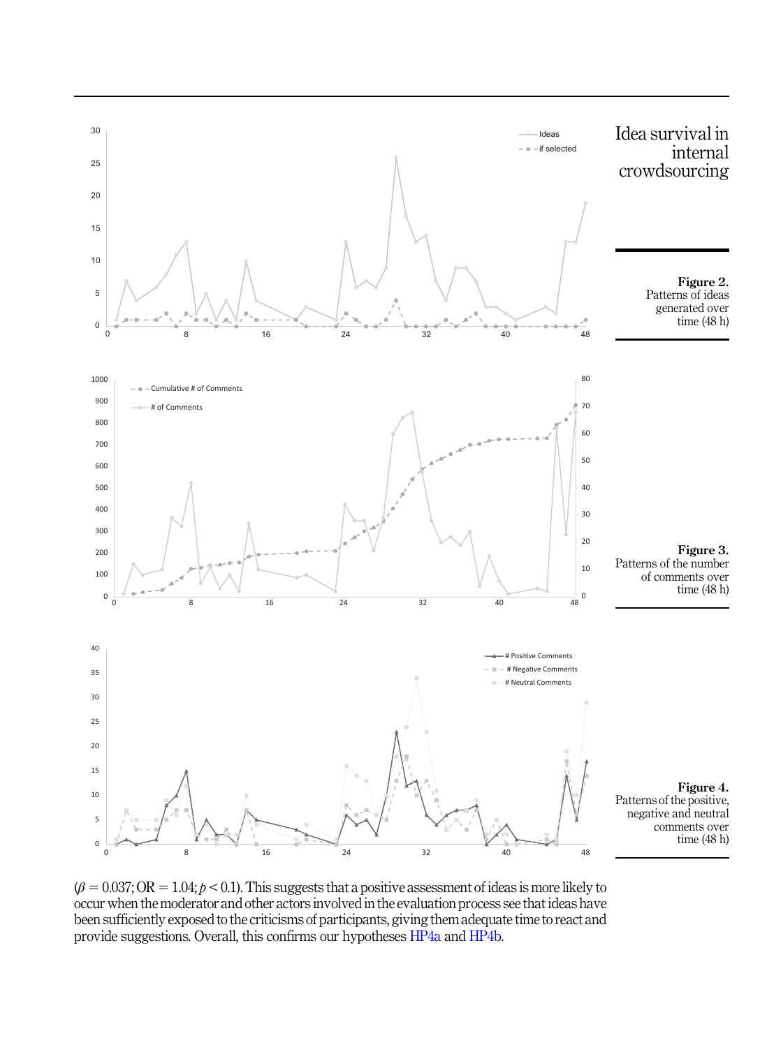Figure 2. Patterns of ideas generated over time (48 h)

Figure 3. Patterns of the number of comments over time (48 h)

Figure 4. Patterns of the positive, negative and neutral comments over time (48 h)

($\beta = 0.037$; OR $= 1.04$; $p < 0.1$). This suggests that a positive assessment of ideas is more likely to occur when the moderator and other actors involved in the evaluation process see that ideas have been sufficiently exposed to the criticisms of participants, giving them adequate time to react and provide suggestions. Overall, this confirms our hypotheses HP4a and HP4b.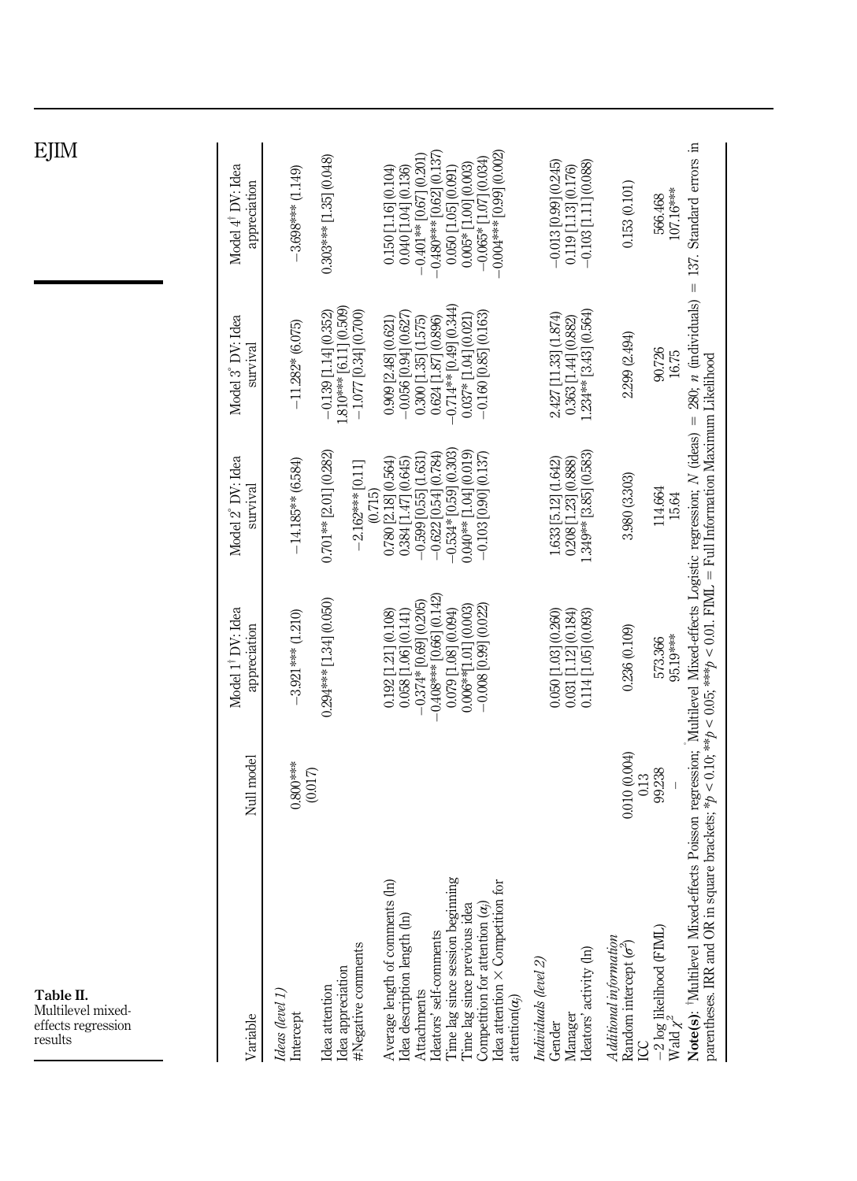**Table II.** Multilevel mixed-effects regression results

| Variable | Null model | Model 1[†] DV: Idea appreciation | Model 2[°] DV: Idea survival | Model 3[°] DV: Idea survival | Model 4[†] DV: Idea appreciation |
|---|---|---|---|---|---|
| *Ideas (level 1)* | | | | | |
| Intercept | 0.800*** (0.017) | −3.921*** (1.210) | −14.185** (6.584) | −11.282* (6.075) | −3.698*** (1.149) |
| Idea attention | | 0.294*** [1.34] (0.050) | 0.701** [2.01] (0.282) | | 0.303*** [1.35] (0.048) |
| Idea appreciation | | | | −0.139 [1.14] (0.352) | |
| #Negative comments | | | −2.162*** [0.11] (0.715) | 1.810*** [6.11] (0.509) | |
| | | | | −1.077 [0.34] (0.700) | |
| Average length of comments (ln) | | 0.192 [1.21] (0.108) | 0.780 [2.18] (0.564) | 0.909 [2.48] (0.621) | 0.150 [1.16] (0.104) |
| Idea description length (ln) | | 0.058 [1.06] (0.141) | 0.384 [1.47] (0.645) | −0.056 [0.94] (0.627) | 0.040 [1.04] (0.136) |
| Attachments | | −0.374* [0.69] (0.205) | −0.599 [0.55] (1.631) | 0.300 [1.35] (1.575) | −0.401** [0.67] (0.201) |
| Ideators' self-comments | | −0.408*** [0.66] (0.142) | −0.622 [0.54] (0.784) | 0.624 [1.87] (0.896) | −0.480*** [0.62] (0.137) |
| Time lag since session beginning | | 0.079 [1.08] (0.094) | −0.534* [0.59] (0.303) | −0.714** [0.49] (0.344) | 0.050 [1.05] (0.091) |
| Time lag since previous idea | | 0.006**[1.01] (0.003) | 0.040** [1.04] (0.019) | 0.037* [1.04] (0.021) | 0.005* [1.00] (0.003) |
| Competition for attention ($\alpha_j$) | | −0.008 [0.99] (0.022) | −0.103 [0.90] (0.137) | −0.160 [0.85] (0.163) | −0.065* [1.07] (0.034) |
| Idea attention × Competition for attention($\alpha_j$) | | | | | −0.004*** [0.99] (0.002) |
| *Individuals (level 2)* | | | | | |
| Gender | | 0.050 [1.03] (0.260) | 1.633 [5.12] (1.642) | 2.427 [11.33] (1.874) | −0.013 [0.99] (0.245) |
| Manager | | 0.031 [1.12] (0.184) | 0.208 [1.23] (0.888) | 0.363 [1.44] (0.882) | 0.119 [1.13] (0.176) |
| Ideators' activity (ln) | | 0.114 [1.05] (0.093) | 1.349** [3.85] (0.583) | 1.234** [3.43] (0.564) | −0.103 [1.11] (0.088) |
| *Additional information* | | | | | |
| Random intercept ($\sigma^2$) | 0.010 (0.004) | 0.236 (0.109) | 3.980 (3.303) | 2.299 (2.494) | 0.153 (0.101) |
| ICC | 0.13 | | | | |
| −2 log likelihood (FIML) | 99.238 | 573.366 | 114.664 | 90.726 | 566.468 |
| Wald $\chi^2$ | – | 95.19*** | 15.64 | 16.75 | 107.16*** |

**Note(s)**: [†]Multilevel Mixed-effects Poisson regression; [°]Multilevel Mixed-effects Logistic regression; *N* (ideas) = 280; *n* (individuals) = 137. Standard errors in parentheses. IRR and OR in square brackets; *$p < 0.10$; **$p < 0.05$; ***$p < 0.01$. FIML = Full Information Maximum Likelihood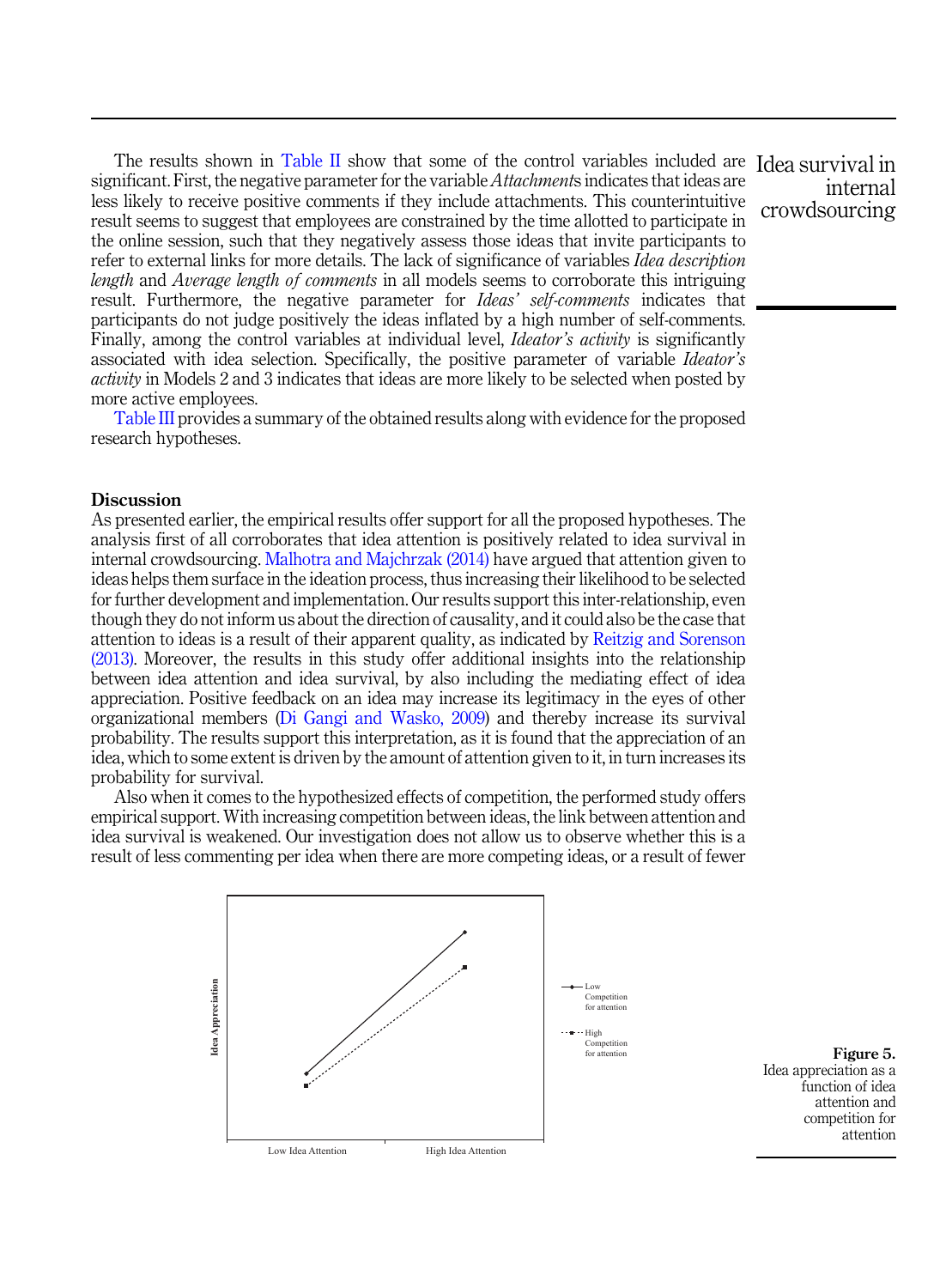The results shown in Table II show that some of the control variables included are significant. First, the negative parameter for the variable *Attachments* indicates that ideas are less likely to receive positive comments if they include attachments. This counterintuitive result seems to suggest that employees are constrained by the time allotted to participate in the online session, such that they negatively assess those ideas that invite participants to refer to external links for more details. The lack of significance of variables *Idea description length* and *Average length of comments* in all models seems to corroborate this intriguing result. Furthermore, the negative parameter for *Ideas' self-comments* indicates that participants do not judge positively the ideas inflated by a high number of self-comments. Finally, among the control variables at individual level, *Ideator's activity* is significantly associated with idea selection. Specifically, the positive parameter of variable *Ideator's activity* in Models 2 and 3 indicates that ideas are more likely to be selected when posted by more active employees.

Table III provides a summary of the obtained results along with evidence for the proposed research hypotheses.

## Discussion

As presented earlier, the empirical results offer support for all the proposed hypotheses. The analysis first of all corroborates that idea attention is positively related to idea survival in internal crowdsourcing. Malhotra and Majchrzak (2014) have argued that attention given to ideas helps them surface in the ideation process, thus increasing their likelihood to be selected for further development and implementation. Our results support this inter-relationship, even though they do not inform us about the direction of causality, and it could also be the case that attention to ideas is a result of their apparent quality, as indicated by Reitzig and Sorenson (2013). Moreover, the results in this study offer additional insights into the relationship between idea attention and idea survival, by also including the mediating effect of idea appreciation. Positive feedback on an idea may increase its legitimacy in the eyes of other organizational members (Di Gangi and Wasko, 2009) and thereby increase its survival probability. The results support this interpretation, as it is found that the appreciation of an idea, which to some extent is driven by the amount of attention given to it, in turn increases its probability for survival.

Also when it comes to the hypothesized effects of competition, the performed study offers empirical support. With increasing competition between ideas, the link between attention and idea survival is weakened. Our investigation does not allow us to observe whether this is a result of less commenting per idea when there are more competing ideas, or a result of fewer

**Figure 5.** Idea appreciation as a function of idea attention and competition for attention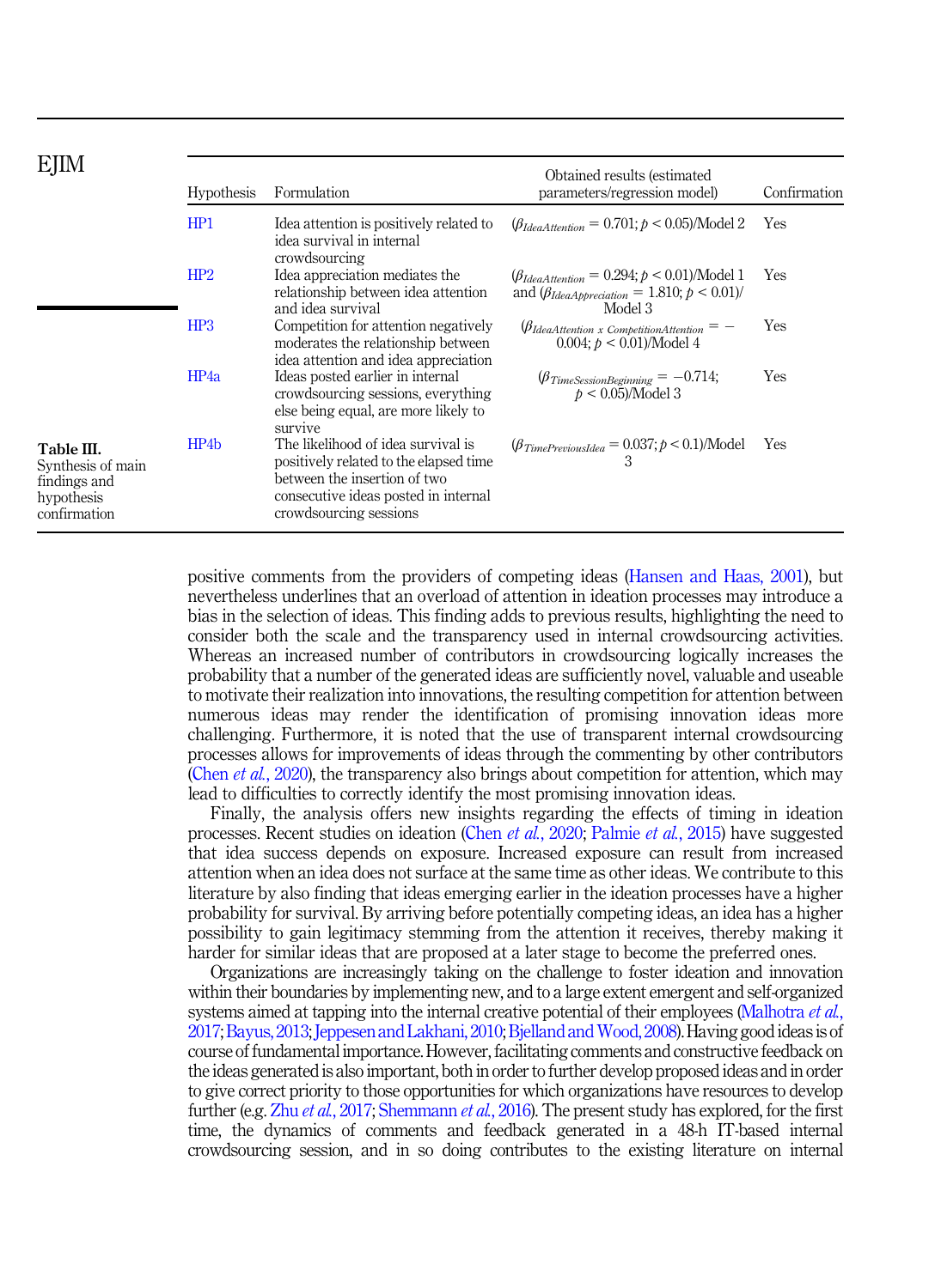**Table III.** Synthesis of main findings and hypothesis confirmation

| Hypothesis | Formulation | Obtained results (estimated parameters/regression model) | Confirmation |
|---|---|---|---|
| HP1 | Idea attention is positively related to idea survival in internal crowdsourcing | ($\beta_{IdeaAttention}$ = 0.701; $p < 0.05$)/Model 2 | Yes |
| HP2 | Idea appreciation mediates the relationship between idea attention and idea survival | ($\beta_{IdeaAttention}$ = 0.294; $p < 0.01$)/Model 1 and ($\beta_{IdeaAppreciation}$ = 1.810; $p < 0.01$)/Model 3 | Yes |
| HP3 | Competition for attention negatively moderates the relationship between idea attention and idea appreciation | ($\beta_{IdeaAttention\ x\ CompetitionAttention}$ = −0.004; $p < 0.01$)/Model 4 | Yes |
| HP4a | Ideas posted earlier in internal crowdsourcing sessions, everything else being equal, are more likely to survive | ($\beta_{TimeSessionBeginning}$ = −0.714; $p < 0.05$)/Model 3 | Yes |
| HP4b | The likelihood of idea survival is positively related to the elapsed time between the insertion of two consecutive ideas posted in internal crowdsourcing sessions | ($\beta_{TimePreviousIdea}$ = 0.037; $p < 0.1$)/Model 3 | Yes |

positive comments from the providers of competing ideas (Hansen and Haas, 2001), but nevertheless underlines that an overload of attention in ideation processes may introduce a bias in the selection of ideas. This finding adds to previous results, highlighting the need to consider both the scale and the transparency used in internal crowdsourcing activities. Whereas an increased number of contributors in crowdsourcing logically increases the probability that a number of the generated ideas are sufficiently novel, valuable and useable to motivate their realization into innovations, the resulting competition for attention between numerous ideas may render the identification of promising innovation ideas more challenging. Furthermore, it is noted that the use of transparent internal crowdsourcing processes allows for improvements of ideas through the commenting by other contributors (Chen *et al.*, 2020), the transparency also brings about competition for attention, which may lead to difficulties to correctly identify the most promising innovation ideas.

Finally, the analysis offers new insights regarding the effects of timing in ideation processes. Recent studies on ideation (Chen *et al.*, 2020; Palmie *et al.*, 2015) have suggested that idea success depends on exposure. Increased exposure can result from increased attention when an idea does not surface at the same time as other ideas. We contribute to this literature by also finding that ideas emerging earlier in the ideation processes have a higher probability for survival. By arriving before potentially competing ideas, an idea has a higher possibility to gain legitimacy stemming from the attention it receives, thereby making it harder for similar ideas that are proposed at a later stage to become the preferred ones.

Organizations are increasingly taking on the challenge to foster ideation and innovation within their boundaries by implementing new, and to a large extent emergent and self-organized systems aimed at tapping into the internal creative potential of their employees (Malhotra *et al.*, 2017; Bayus, 2013; Jeppesen and Lakhani, 2010; Bjelland and Wood, 2008). Having good ideas is of course of fundamental importance. However, facilitating comments and constructive feedback on the ideas generated is also important, both in order to further develop proposed ideas and in order to give correct priority to those opportunities for which organizations have resources to develop further (e.g. Zhu *et al.*, 2017; Shemmann *et al.*, 2016). The present study has explored, for the first time, the dynamics of comments and feedback generated in a 48-h IT-based internal crowdsourcing session, and in so doing contributes to the existing literature on internal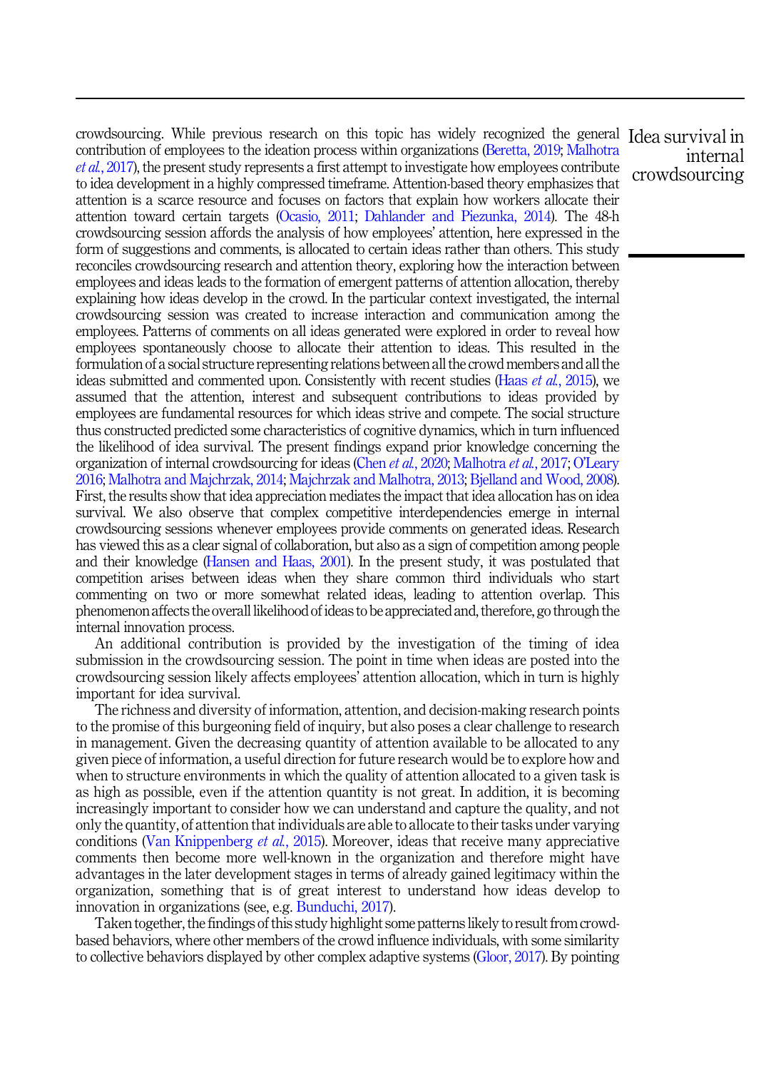crowdsourcing. While previous research on this topic has widely recognized the general contribution of employees to the ideation process within organizations (Beretta, 2019; Malhotra *et al.*, 2017), the present study represents a first attempt to investigate how employees contribute to idea development in a highly compressed timeframe. Attention-based theory emphasizes that attention is a scarce resource and focuses on factors that explain how workers allocate their attention toward certain targets (Ocasio, 2011; Dahlander and Piezunka, 2014). The 48-h crowdsourcing session affords the analysis of how employees' attention, here expressed in the form of suggestions and comments, is allocated to certain ideas rather than others. This study reconciles crowdsourcing research and attention theory, exploring how the interaction between employees and ideas leads to the formation of emergent patterns of attention allocation, thereby explaining how ideas develop in the crowd. In the particular context investigated, the internal crowdsourcing session was created to increase interaction and communication among the employees. Patterns of comments on all ideas generated were explored in order to reveal how employees spontaneously choose to allocate their attention to ideas. This resulted in the formulation of a social structure representing relations between all the crowd members and all the ideas submitted and commented upon. Consistently with recent studies (Haas *et al.*, 2015), we assumed that the attention, interest and subsequent contributions to ideas provided by employees are fundamental resources for which ideas strive and compete. The social structure thus constructed predicted some characteristics of cognitive dynamics, which in turn influenced the likelihood of idea survival. The present findings expand prior knowledge concerning the organization of internal crowdsourcing for ideas (Chen *et al.*, 2020; Malhotra *et al.*, 2017; O'Leary 2016; Malhotra and Majchrzak, 2014; Majchrzak and Malhotra, 2013; Bjelland and Wood, 2008). First, the results show that idea appreciation mediates the impact that idea allocation has on idea survival. We also observe that complex competitive interdependencies emerge in internal crowdsourcing sessions whenever employees provide comments on generated ideas. Research has viewed this as a clear signal of collaboration, but also as a sign of competition among people and their knowledge (Hansen and Haas, 2001). In the present study, it was postulated that competition arises between ideas when they share common third individuals who start commenting on two or more somewhat related ideas, leading to attention overlap. This phenomenon affects the overall likelihood of ideas to be appreciated and, therefore, go through the internal innovation process.

An additional contribution is provided by the investigation of the timing of idea submission in the crowdsourcing session. The point in time when ideas are posted into the crowdsourcing session likely affects employees' attention allocation, which in turn is highly important for idea survival.

The richness and diversity of information, attention, and decision-making research points to the promise of this burgeoning field of inquiry, but also poses a clear challenge to research in management. Given the decreasing quantity of attention available to be allocated to any given piece of information, a useful direction for future research would be to explore how and when to structure environments in which the quality of attention allocated to a given task is as high as possible, even if the attention quantity is not great. In addition, it is becoming increasingly important to consider how we can understand and capture the quality, and not only the quantity, of attention that individuals are able to allocate to their tasks under varying conditions (Van Knippenberg *et al.*, 2015). Moreover, ideas that receive many appreciative comments then become more well-known in the organization and therefore might have advantages in the later development stages in terms of already gained legitimacy within the organization, something that is of great interest to understand how ideas develop to innovation in organizations (see, e.g. Bunduchi, 2017).

Taken together, the findings of this study highlight some patterns likely to result from crowd-based behaviors, where other members of the crowd influence individuals, with some similarity to collective behaviors displayed by other complex adaptive systems (Gloor, 2017). By pointing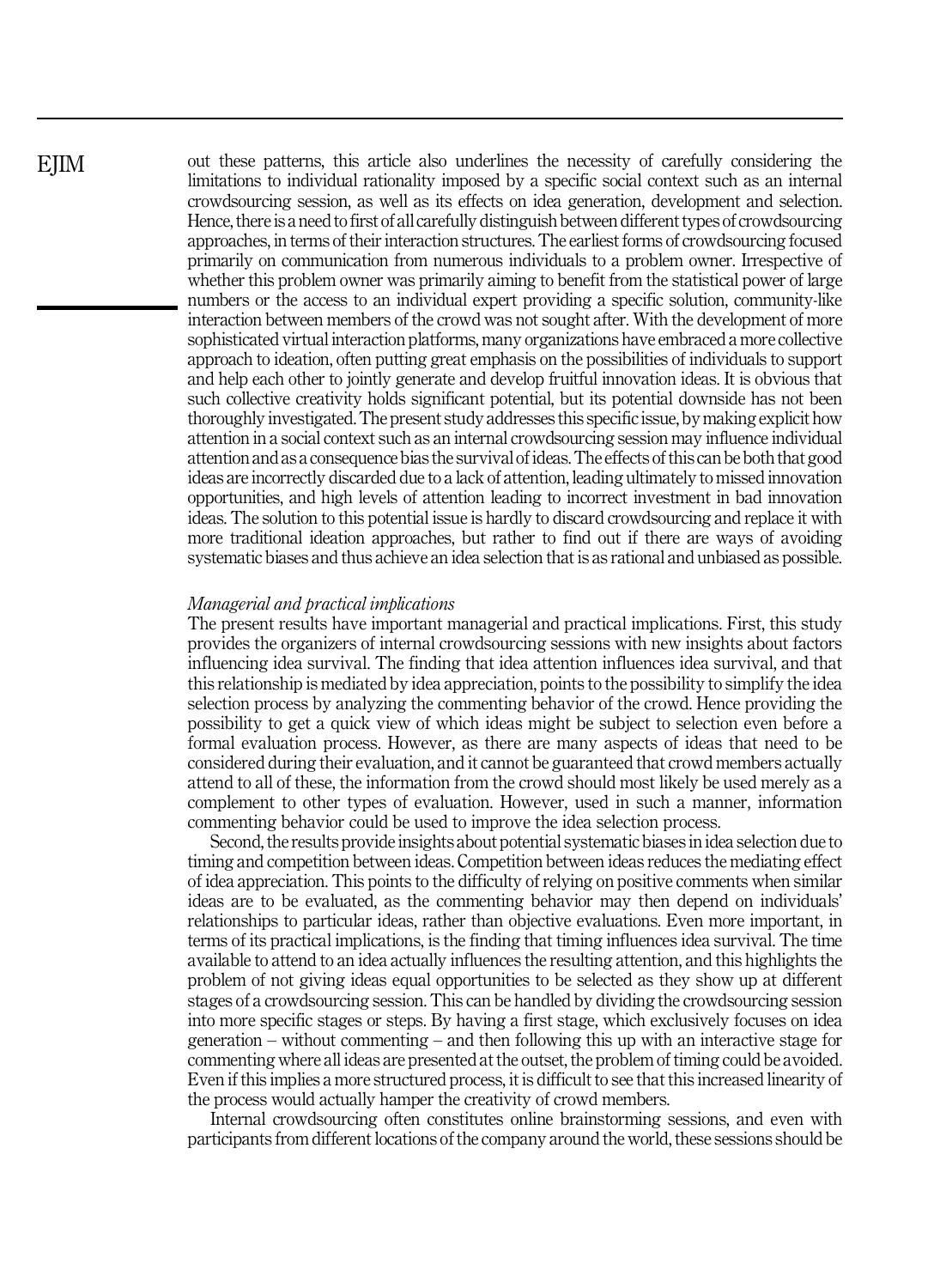out these patterns, this article also underlines the necessity of carefully considering the limitations to individual rationality imposed by a specific social context such as an internal crowdsourcing session, as well as its effects on idea generation, development and selection. Hence, there is a need to first of all carefully distinguish between different types of crowdsourcing approaches, in terms of their interaction structures. The earliest forms of crowdsourcing focused primarily on communication from numerous individuals to a problem owner. Irrespective of whether this problem owner was primarily aiming to benefit from the statistical power of large numbers or the access to an individual expert providing a specific solution, community-like interaction between members of the crowd was not sought after. With the development of more sophisticated virtual interaction platforms, many organizations have embraced a more collective approach to ideation, often putting great emphasis on the possibilities of individuals to support and help each other to jointly generate and develop fruitful innovation ideas. It is obvious that such collective creativity holds significant potential, but its potential downside has not been thoroughly investigated. The present study addresses this specific issue, by making explicit how attention in a social context such as an internal crowdsourcing session may influence individual attention and as a consequence bias the survival of ideas. The effects of this can be both that good ideas are incorrectly discarded due to a lack of attention, leading ultimately to missed innovation opportunities, and high levels of attention leading to incorrect investment in bad innovation ideas. The solution to this potential issue is hardly to discard crowdsourcing and replace it with more traditional ideation approaches, but rather to find out if there are ways of avoiding systematic biases and thus achieve an idea selection that is as rational and unbiased as possible.

### *Managerial and practical implications*

The present results have important managerial and practical implications. First, this study provides the organizers of internal crowdsourcing sessions with new insights about factors influencing idea survival. The finding that idea attention influences idea survival, and that this relationship is mediated by idea appreciation, points to the possibility to simplify the idea selection process by analyzing the commenting behavior of the crowd. Hence providing the possibility to get a quick view of which ideas might be subject to selection even before a formal evaluation process. However, as there are many aspects of ideas that need to be considered during their evaluation, and it cannot be guaranteed that crowd members actually attend to all of these, the information from the crowd should most likely be used merely as a complement to other types of evaluation. However, used in such a manner, information commenting behavior could be used to improve the idea selection process.

Second, the results provide insights about potential systematic biases in idea selection due to timing and competition between ideas. Competition between ideas reduces the mediating effect of idea appreciation. This points to the difficulty of relying on positive comments when similar ideas are to be evaluated, as the commenting behavior may then depend on individuals' relationships to particular ideas, rather than objective evaluations. Even more important, in terms of its practical implications, is the finding that timing influences idea survival. The time available to attend to an idea actually influences the resulting attention, and this highlights the problem of not giving ideas equal opportunities to be selected as they show up at different stages of a crowdsourcing session. This can be handled by dividing the crowdsourcing session into more specific stages or steps. By having a first stage, which exclusively focuses on idea generation – without commenting – and then following this up with an interactive stage for commenting where all ideas are presented at the outset, the problem of timing could be avoided. Even if this implies a more structured process, it is difficult to see that this increased linearity of the process would actually hamper the creativity of crowd members.

Internal crowdsourcing often constitutes online brainstorming sessions, and even with participants from different locations of the company around the world, these sessions should be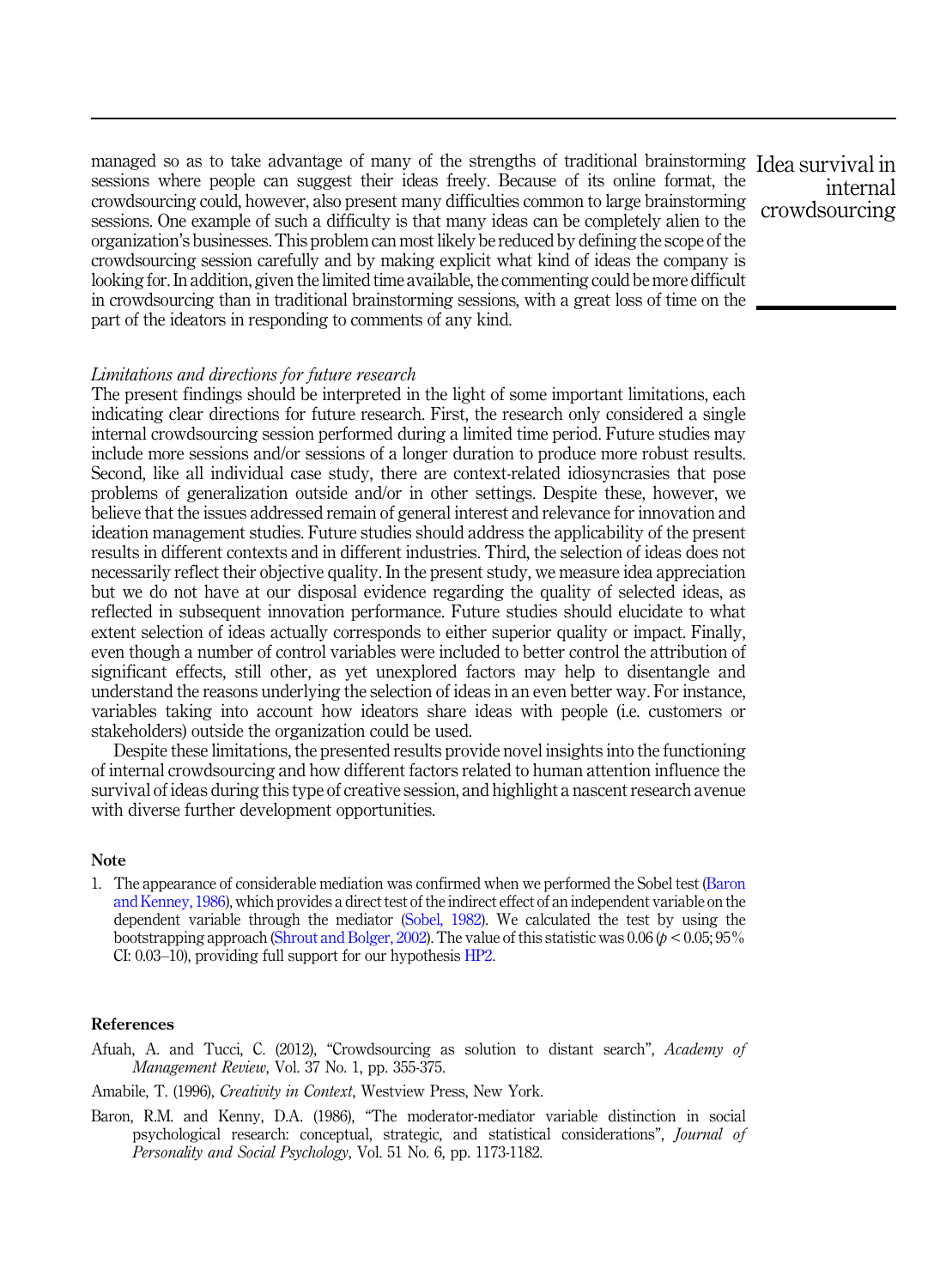managed so as to take advantage of many of the strengths of traditional brainstorming sessions where people can suggest their ideas freely. Because of its online format, the crowdsourcing could, however, also present many difficulties common to large brainstorming sessions. One example of such a difficulty is that many ideas can be completely alien to the organization's businesses. This problem can most likely be reduced by defining the scope of the crowdsourcing session carefully and by making explicit what kind of ideas the company is looking for. In addition, given the limited time available, the commenting could be more difficult in crowdsourcing than in traditional brainstorming sessions, with a great loss of time on the part of the ideators in responding to comments of any kind.

### *Limitations and directions for future research*

The present findings should be interpreted in the light of some important limitations, each indicating clear directions for future research. First, the research only considered a single internal crowdsourcing session performed during a limited time period. Future studies may include more sessions and/or sessions of a longer duration to produce more robust results. Second, like all individual case study, there are context-related idiosyncrasies that pose problems of generalization outside and/or in other settings. Despite these, however, we believe that the issues addressed remain of general interest and relevance for innovation and ideation management studies. Future studies should address the applicability of the present results in different contexts and in different industries. Third, the selection of ideas does not necessarily reflect their objective quality. In the present study, we measure idea appreciation but we do not have at our disposal evidence regarding the quality of selected ideas, as reflected in subsequent innovation performance. Future studies should elucidate to what extent selection of ideas actually corresponds to either superior quality or impact. Finally, even though a number of control variables were included to better control the attribution of significant effects, still other, as yet unexplored factors may help to disentangle and understand the reasons underlying the selection of ideas in an even better way. For instance, variables taking into account how ideators share ideas with people (i.e. customers or stakeholders) outside the organization could be used.

Despite these limitations, the presented results provide novel insights into the functioning of internal crowdsourcing and how different factors related to human attention influence the survival of ideas during this type of creative session, and highlight a nascent research avenue with diverse further development opportunities.

## Note

1. The appearance of considerable mediation was confirmed when we performed the Sobel test (Baron and Kenney, 1986), which provides a direct test of the indirect effect of an independent variable on the dependent variable through the mediator (Sobel, 1982). We calculated the test by using the bootstrapping approach (Shrout and Bolger, 2002). The value of this statistic was 0.06 ($p < 0.05$; 95% CI: 0.03–10), providing full support for our hypothesis HP2.

## References

Afuah, A. and Tucci, C. (2012), "Crowdsourcing as solution to distant search", *Academy of Management Review*, Vol. 37 No. 1, pp. 355-375.

Amabile, T. (1996), *Creativity in Context*, Westview Press, New York.

Baron, R.M. and Kenny, D.A. (1986), "The moderator-mediator variable distinction in social psychological research: conceptual, strategic, and statistical considerations", *Journal of Personality and Social Psychology*, Vol. 51 No. 6, pp. 1173-1182.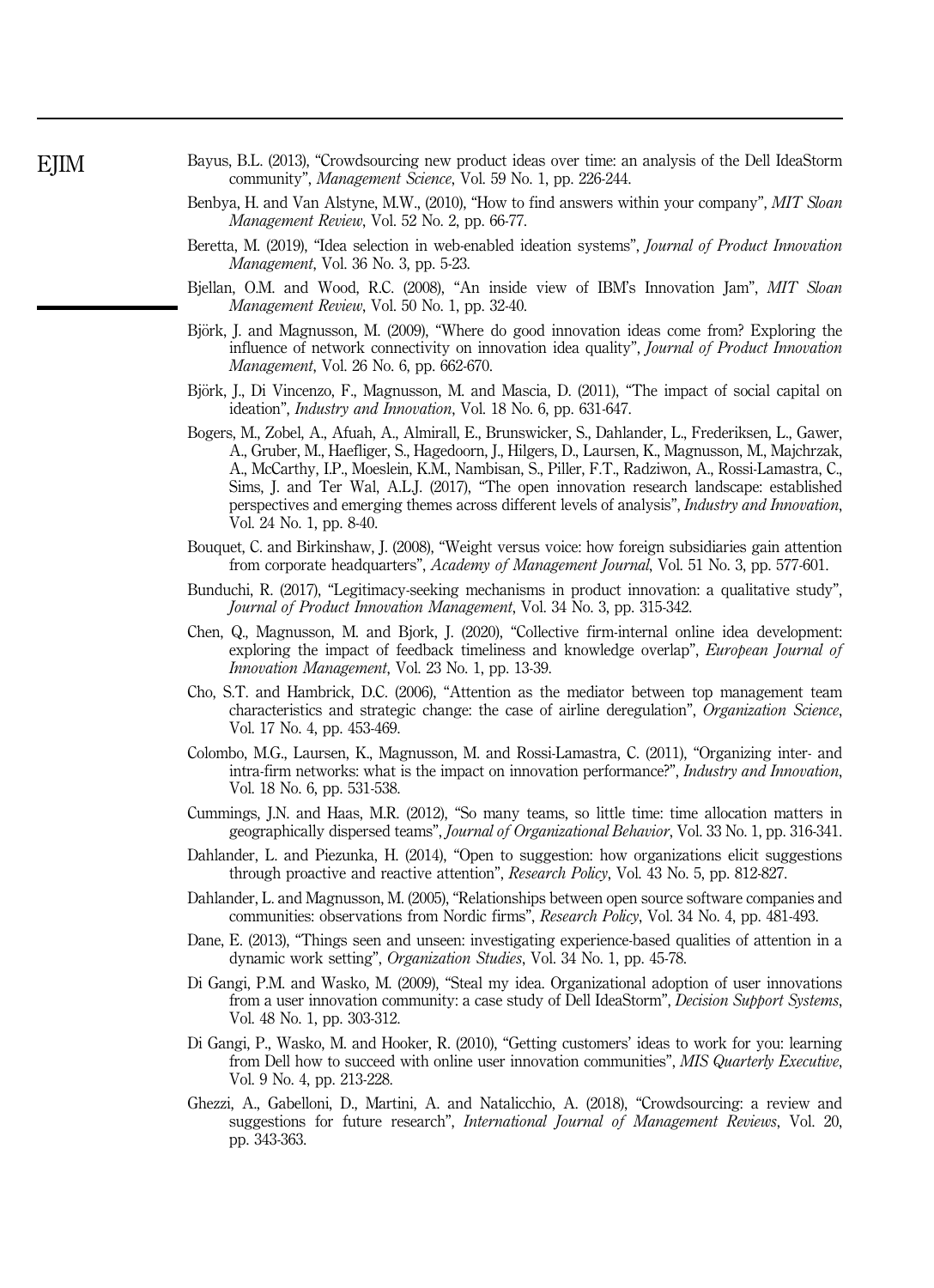Bayus, B.L. (2013), "Crowdsourcing new product ideas over time: an analysis of the Dell IdeaStorm community", *Management Science*, Vol. 59 No. 1, pp. 226-244.

Benbya, H. and Van Alstyne, M.W., (2010), "How to find answers within your company", *MIT Sloan Management Review*, Vol. 52 No. 2, pp. 66-77.

Beretta, M. (2019), "Idea selection in web-enabled ideation systems", *Journal of Product Innovation Management*, Vol. 36 No. 3, pp. 5-23.

Bjellan, O.M. and Wood, R.C. (2008), "An inside view of IBM's Innovation Jam", *MIT Sloan Management Review*, Vol. 50 No. 1, pp. 32-40.

Björk, J. and Magnusson, M. (2009), "Where do good innovation ideas come from? Exploring the influence of network connectivity on innovation idea quality", *Journal of Product Innovation Management*, Vol. 26 No. 6, pp. 662-670.

Björk, J., Di Vincenzo, F., Magnusson, M. and Mascia, D. (2011), "The impact of social capital on ideation", *Industry and Innovation*, Vol. 18 No. 6, pp. 631-647.

Bogers, M., Zobel, A., Afuah, A., Almirall, E., Brunswicker, S., Dahlander, L., Frederiksen, L., Gawer, A., Gruber, M., Haefliger, S., Hagedoorn, J., Hilgers, D., Laursen, K., Magnusson, M., Majchrzak, A., McCarthy, I.P., Moeslein, K.M., Nambisan, S., Piller, F.T., Radziwon, A., Rossi-Lamastra, C., Sims, J. and Ter Wal, A.L.J. (2017), "The open innovation research landscape: established perspectives and emerging themes across different levels of analysis", *Industry and Innovation*, Vol. 24 No. 1, pp. 8-40.

Bouquet, C. and Birkinshaw, J. (2008), "Weight versus voice: how foreign subsidiaries gain attention from corporate headquarters", *Academy of Management Journal*, Vol. 51 No. 3, pp. 577-601.

Bunduchi, R. (2017), "Legitimacy-seeking mechanisms in product innovation: a qualitative study", *Journal of Product Innovation Management*, Vol. 34 No. 3, pp. 315-342.

Chen, Q., Magnusson, M. and Bjork, J. (2020), "Collective firm-internal online idea development: exploring the impact of feedback timeliness and knowledge overlap", *European Journal of Innovation Management*, Vol. 23 No. 1, pp. 13-39.

Cho, S.T. and Hambrick, D.C. (2006), "Attention as the mediator between top management team characteristics and strategic change: the case of airline deregulation", *Organization Science*, Vol. 17 No. 4, pp. 453-469.

Colombo, M.G., Laursen, K., Magnusson, M. and Rossi-Lamastra, C. (2011), "Organizing inter- and intra-firm networks: what is the impact on innovation performance?", *Industry and Innovation*, Vol. 18 No. 6, pp. 531-538.

Cummings, J.N. and Haas, M.R. (2012), "So many teams, so little time: time allocation matters in geographically dispersed teams", *Journal of Organizational Behavior*, Vol. 33 No. 1, pp. 316-341.

Dahlander, L. and Piezunka, H. (2014), "Open to suggestion: how organizations elicit suggestions through proactive and reactive attention", *Research Policy*, Vol. 43 No. 5, pp. 812-827.

Dahlander, L. and Magnusson, M. (2005), "Relationships between open source software companies and communities: observations from Nordic firms", *Research Policy*, Vol. 34 No. 4, pp. 481-493.

Dane, E. (2013), "Things seen and unseen: investigating experience-based qualities of attention in a dynamic work setting", *Organization Studies*, Vol. 34 No. 1, pp. 45-78.

Di Gangi, P.M. and Wasko, M. (2009), "Steal my idea. Organizational adoption of user innovations from a user innovation community: a case study of Dell IdeaStorm", *Decision Support Systems*, Vol. 48 No. 1, pp. 303-312.

Di Gangi, P., Wasko, M. and Hooker, R. (2010), "Getting customers' ideas to work for you: learning from Dell how to succeed with online user innovation communities", *MIS Quarterly Executive*, Vol. 9 No. 4, pp. 213-228.

Ghezzi, A., Gabelloni, D., Martini, A. and Natalicchio, A. (2018), "Crowdsourcing: a review and suggestions for future research", *International Journal of Management Reviews*, Vol. 20, pp. 343-363.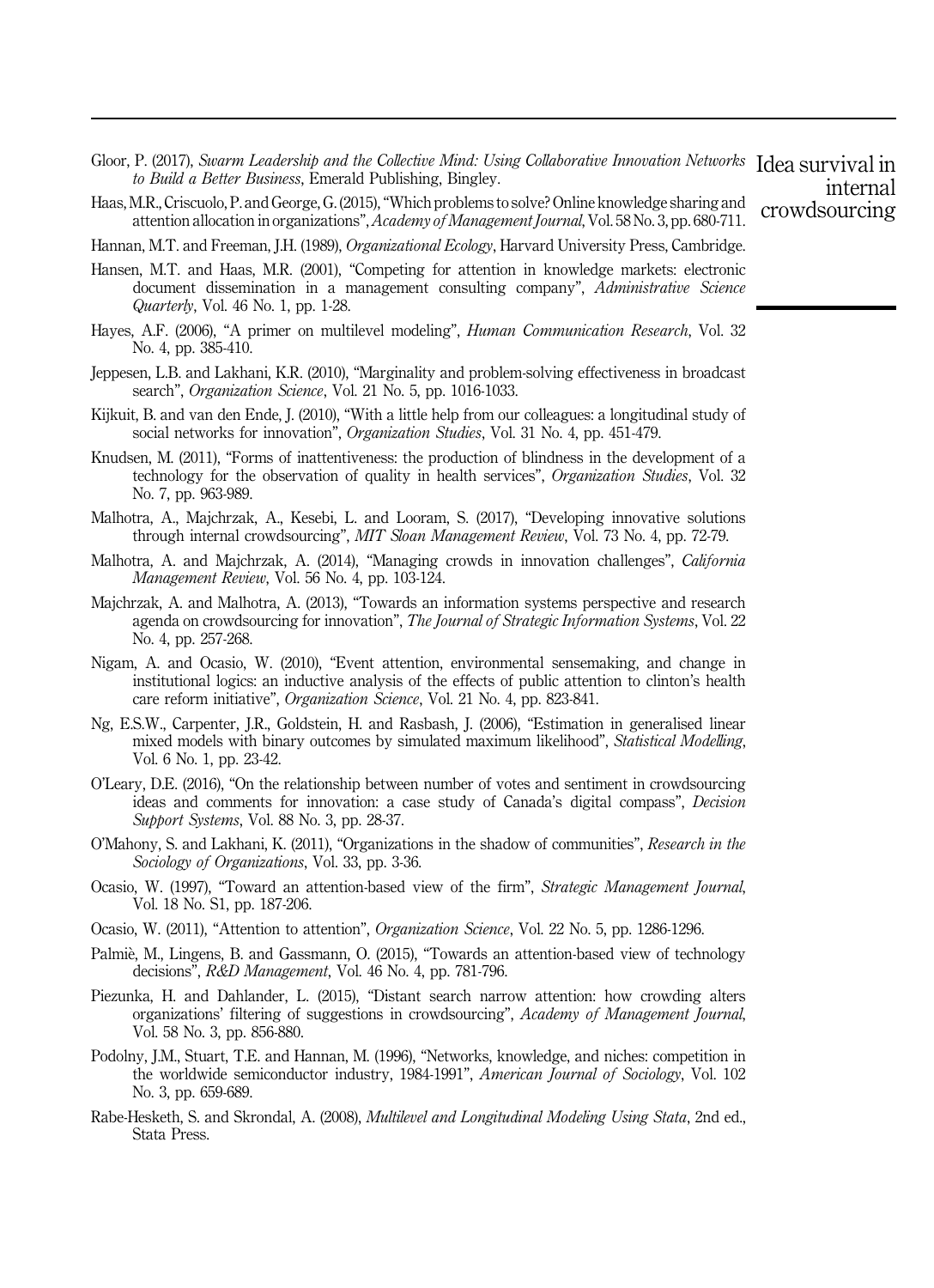Gloor, P. (2017), *Swarm Leadership and the Collective Mind: Using Collaborative Innovation Networks to Build a Better Business*, Emerald Publishing, Bingley.

Haas, M.R., Criscuolo, P. and George, G. (2015), "Which problems to solve? Online knowledge sharing and attention allocation in organizations", *Academy of Management Journal*, Vol. 58 No. 3, pp. 680-711.

Hannan, M.T. and Freeman, J.H. (1989), *Organizational Ecology*, Harvard University Press, Cambridge.

Hansen, M.T. and Haas, M.R. (2001), "Competing for attention in knowledge markets: electronic document dissemination in a management consulting company", *Administrative Science Quarterly*, Vol. 46 No. 1, pp. 1-28.

Hayes, A.F. (2006), "A primer on multilevel modeling", *Human Communication Research*, Vol. 32 No. 4, pp. 385-410.

Jeppesen, L.B. and Lakhani, K.R. (2010), "Marginality and problem-solving effectiveness in broadcast search", *Organization Science*, Vol. 21 No. 5, pp. 1016-1033.

Kijkuit, B. and van den Ende, J. (2010), "With a little help from our colleagues: a longitudinal study of social networks for innovation", *Organization Studies*, Vol. 31 No. 4, pp. 451-479.

Knudsen, M. (2011), "Forms of inattentiveness: the production of blindness in the development of a technology for the observation of quality in health services", *Organization Studies*, Vol. 32 No. 7, pp. 963-989.

Malhotra, A., Majchrzak, A., Kesebi, L. and Looram, S. (2017), "Developing innovative solutions through internal crowdsourcing", *MIT Sloan Management Review*, Vol. 73 No. 4, pp. 72-79.

Malhotra, A. and Majchrzak, A. (2014), "Managing crowds in innovation challenges", *California Management Review*, Vol. 56 No. 4, pp. 103-124.

Majchrzak, A. and Malhotra, A. (2013), "Towards an information systems perspective and research agenda on crowdsourcing for innovation", *The Journal of Strategic Information Systems*, Vol. 22 No. 4, pp. 257-268.

Nigam, A. and Ocasio, W. (2010), "Event attention, environmental sensemaking, and change in institutional logics: an inductive analysis of the effects of public attention to clinton's health care reform initiative", *Organization Science*, Vol. 21 No. 4, pp. 823-841.

Ng, E.S.W., Carpenter, J.R., Goldstein, H. and Rasbash, J. (2006), "Estimation in generalised linear mixed models with binary outcomes by simulated maximum likelihood", *Statistical Modelling*, Vol. 6 No. 1, pp. 23-42.

O'Leary, D.E. (2016), "On the relationship between number of votes and sentiment in crowdsourcing ideas and comments for innovation: a case study of Canada's digital compass", *Decision Support Systems*, Vol. 88 No. 3, pp. 28-37.

O'Mahony, S. and Lakhani, K. (2011), "Organizations in the shadow of communities", *Research in the Sociology of Organizations*, Vol. 33, pp. 3-36.

Ocasio, W. (1997), "Toward an attention-based view of the firm", *Strategic Management Journal*, Vol. 18 No. S1, pp. 187-206.

Ocasio, W. (2011), "Attention to attention", *Organization Science*, Vol. 22 No. 5, pp. 1286-1296.

Palmiè, M., Lingens, B. and Gassmann, O. (2015), "Towards an attention-based view of technology decisions", *R&D Management*, Vol. 46 No. 4, pp. 781-796.

Piezunka, H. and Dahlander, L. (2015), "Distant search narrow attention: how crowding alters organizations' filtering of suggestions in crowdsourcing", *Academy of Management Journal*, Vol. 58 No. 3, pp. 856-880.

Podolny, J.M., Stuart, T.E. and Hannan, M. (1996), "Networks, knowledge, and niches: competition in the worldwide semiconductor industry, 1984-1991", *American Journal of Sociology*, Vol. 102 No. 3, pp. 659-689.

Rabe-Hesketh, S. and Skrondal, A. (2008), *Multilevel and Longitudinal Modeling Using Stata*, 2nd ed., Stata Press.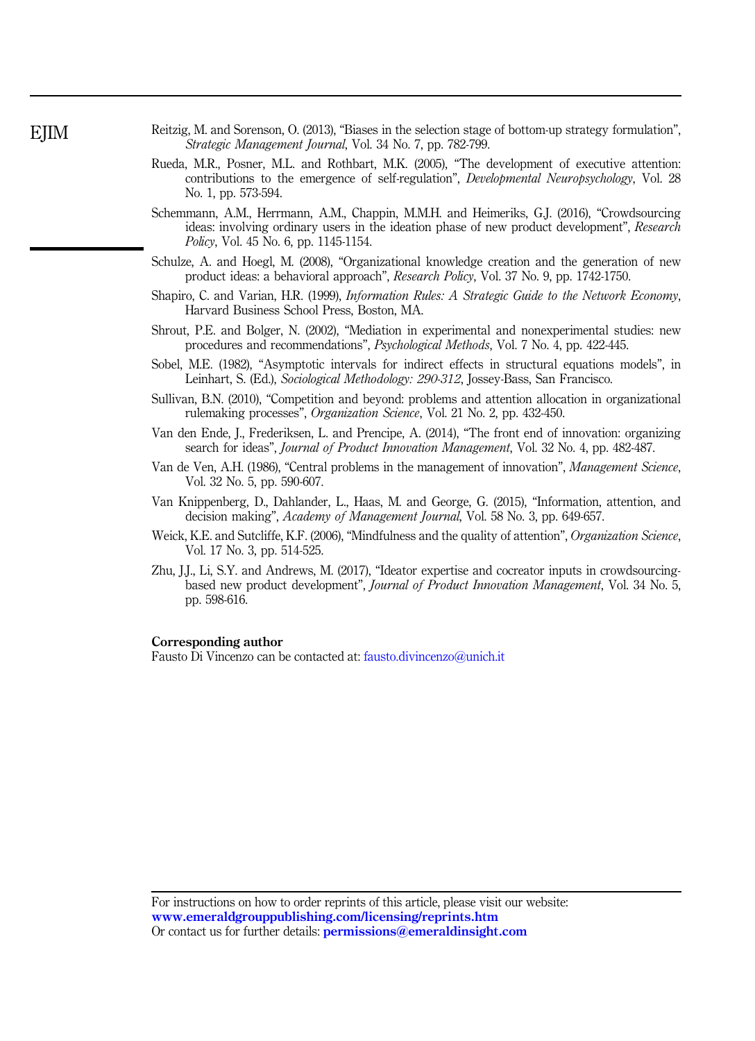Reitzig, M. and Sorenson, O. (2013), "Biases in the selection stage of bottom-up strategy formulation", *Strategic Management Journal*, Vol. 34 No. 7, pp. 782-799.

Rueda, M.R., Posner, M.L. and Rothbart, M.K. (2005), "The development of executive attention: contributions to the emergence of self-regulation", *Developmental Neuropsychology*, Vol. 28 No. 1, pp. 573-594.

Schemmann, A.M., Herrmann, A.M., Chappin, M.M.H. and Heimeriks, G.J. (2016), "Crowdsourcing ideas: involving ordinary users in the ideation phase of new product development", *Research Policy*, Vol. 45 No. 6, pp. 1145-1154.

Schulze, A. and Hoegl, M. (2008), "Organizational knowledge creation and the generation of new product ideas: a behavioral approach", *Research Policy*, Vol. 37 No. 9, pp. 1742-1750.

Shapiro, C. and Varian, H.R. (1999), *Information Rules: A Strategic Guide to the Network Economy*, Harvard Business School Press, Boston, MA.

Shrout, P.E. and Bolger, N. (2002), "Mediation in experimental and nonexperimental studies: new procedures and recommendations", *Psychological Methods*, Vol. 7 No. 4, pp. 422-445.

Sobel, M.E. (1982), "Asymptotic intervals for indirect effects in structural equations models", in Leinhart, S. (Ed.), *Sociological Methodology: 290-312*, Jossey-Bass, San Francisco.

Sullivan, B.N. (2010), "Competition and beyond: problems and attention allocation in organizational rulemaking processes", *Organization Science*, Vol. 21 No. 2, pp. 432-450.

Van den Ende, J., Frederiksen, L. and Prencipe, A. (2014), "The front end of innovation: organizing search for ideas", *Journal of Product Innovation Management*, Vol. 32 No. 4, pp. 482-487.

Van de Ven, A.H. (1986), "Central problems in the management of innovation", *Management Science*, Vol. 32 No. 5, pp. 590-607.

Van Knippenberg, D., Dahlander, L., Haas, M. and George, G. (2015), "Information, attention, and decision making", *Academy of Management Journal*, Vol. 58 No. 3, pp. 649-657.

Weick, K.E. and Sutcliffe, K.F. (2006), "Mindfulness and the quality of attention", *Organization Science*, Vol. 17 No. 3, pp. 514-525.

Zhu, J.J., Li, S.Y. and Andrews, M. (2017), "Ideator expertise and cocreator inputs in crowdsourcing-based new product development", *Journal of Product Innovation Management*, Vol. 34 No. 5, pp. 598-616.

**Corresponding author**

Fausto Di Vincenzo can be contacted at: fausto.divincenzo@unich.it

For instructions on how to order reprints of this article, please visit our website:
**www.emeraldgrouppublishing.com/licensing/reprints.htm**
Or contact us for further details: **permissions@emeraldinsight.com**